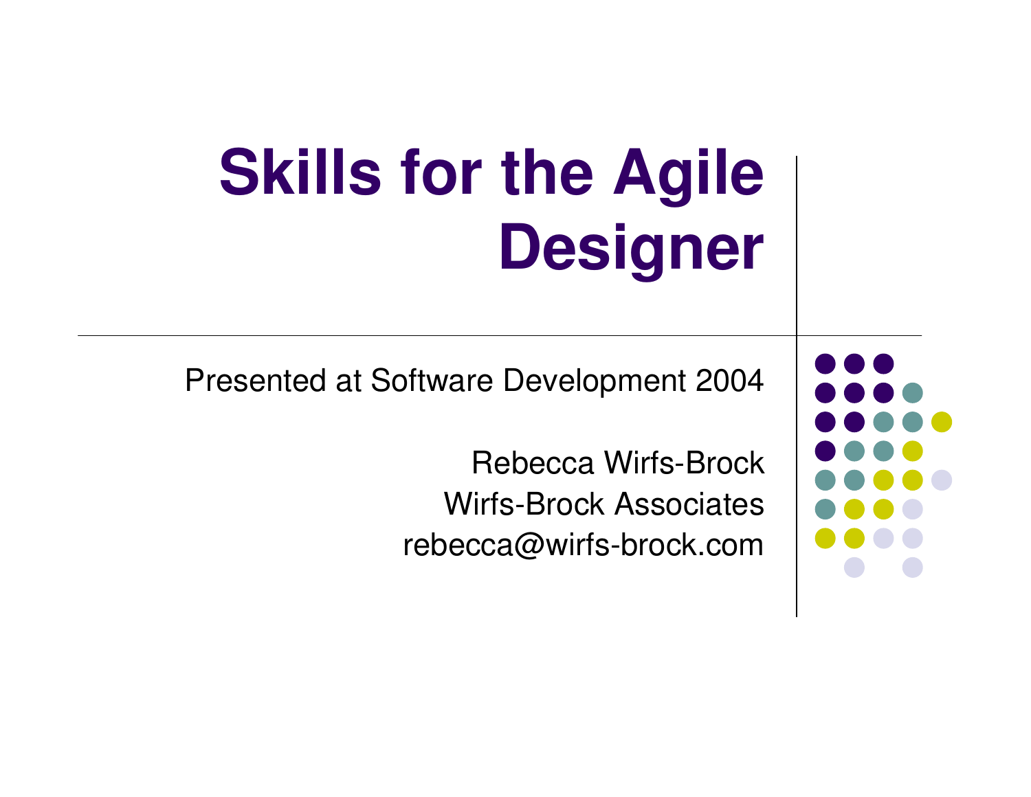# Skills for the Agile Designer

Presented at Software Development 2004

Rebecca Wirfs-Brock
Wirfs-Brock Associates
rebecca@wirfs-brock.com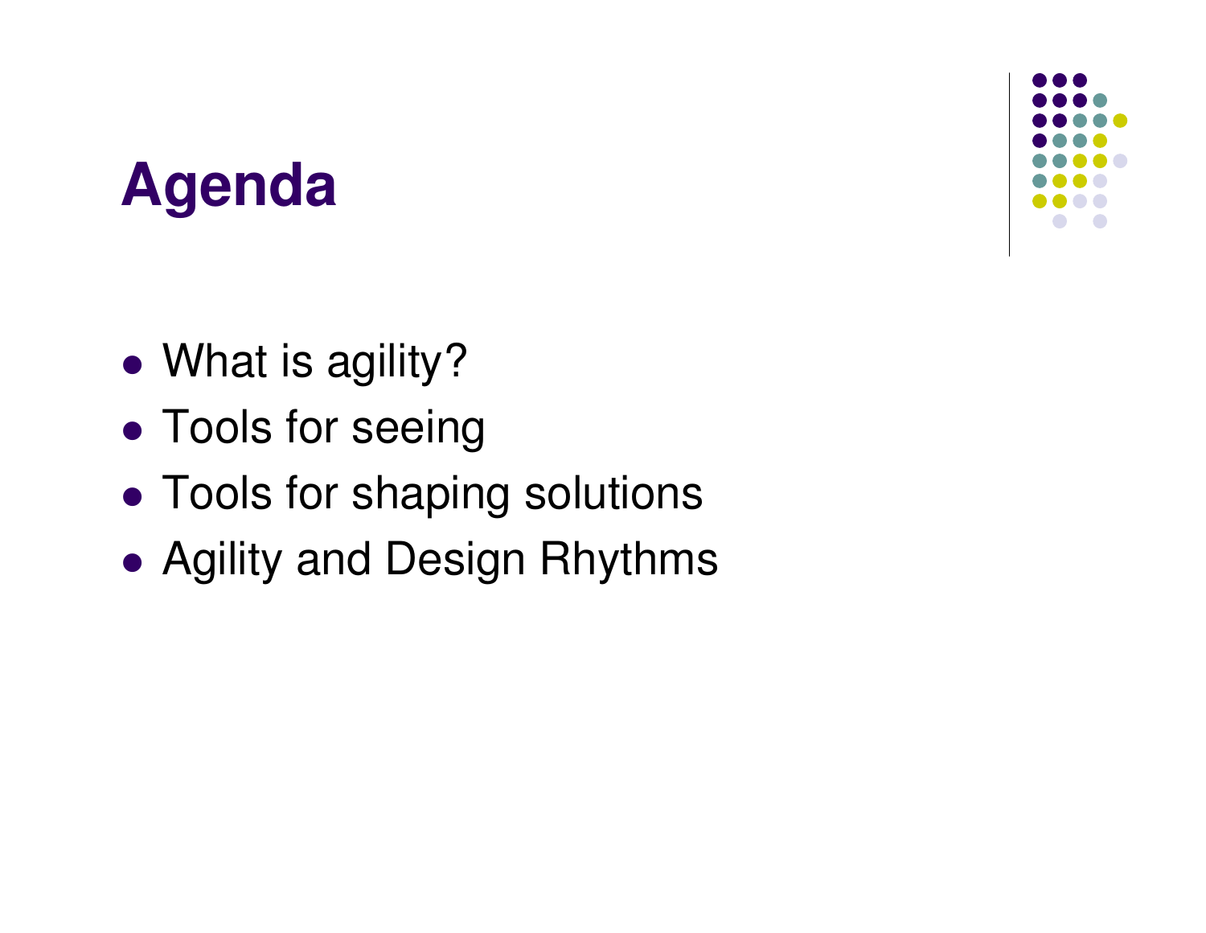# Agenda

- What is agility?
- Tools for seeing
- Tools for shaping solutions
- Agility and Design Rhythms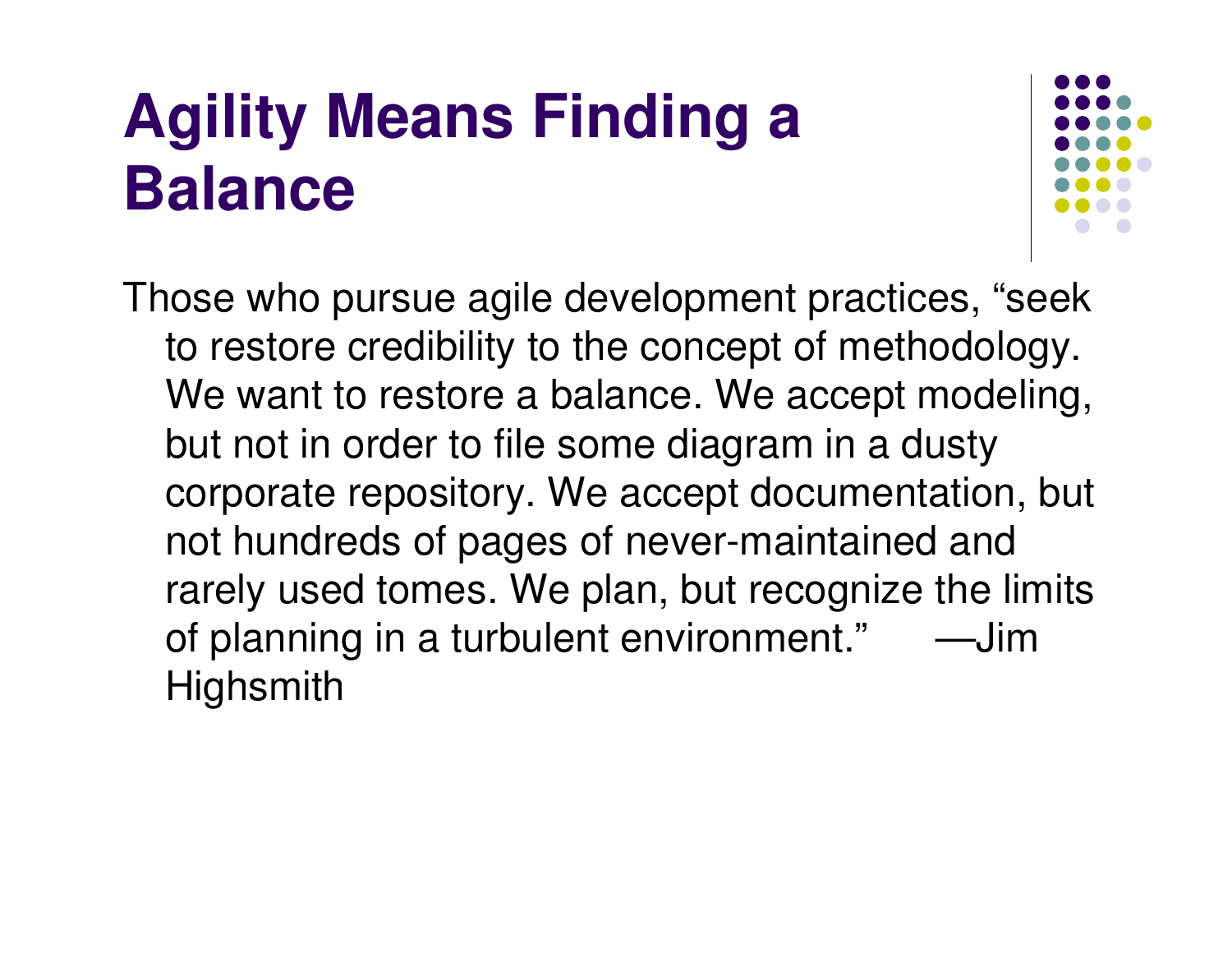# Agility Means Finding a Balance

Those who pursue agile development practices, “seek to restore credibility to the concept of methodology. We want to restore a balance. We accept modeling, but not in order to file some diagram in a dusty corporate repository. We accept documentation, but not hundreds of pages of never-maintained and rarely used tomes. We plan, but recognize the limits of planning in a turbulent environment.” —Jim Highsmith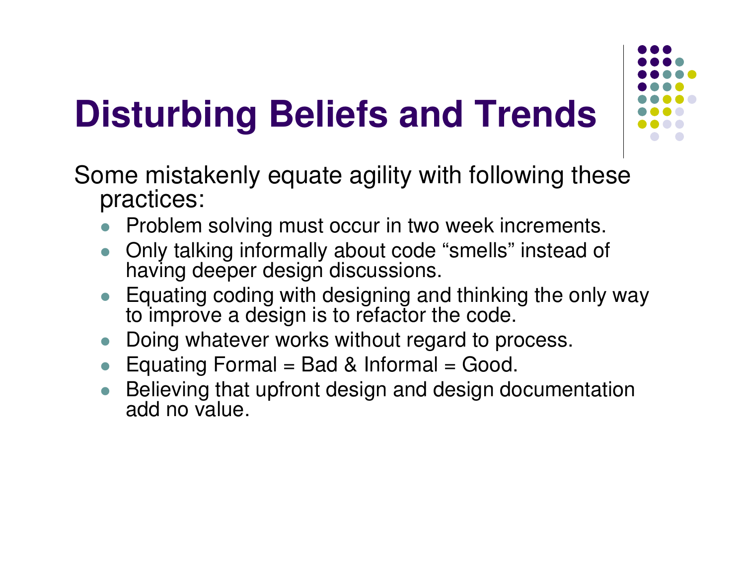# Disturbing Beliefs and Trends

Some mistakenly equate agility with following these practices:

- Problem solving must occur in two week increments.
- Only talking informally about code “smells” instead of having deeper design discussions.
- Equating coding with designing and thinking the only way to improve a design is to refactor the code.
- Doing whatever works without regard to process.
- Equating Formal = Bad & Informal = Good.
- Believing that upfront design and design documentation add no value.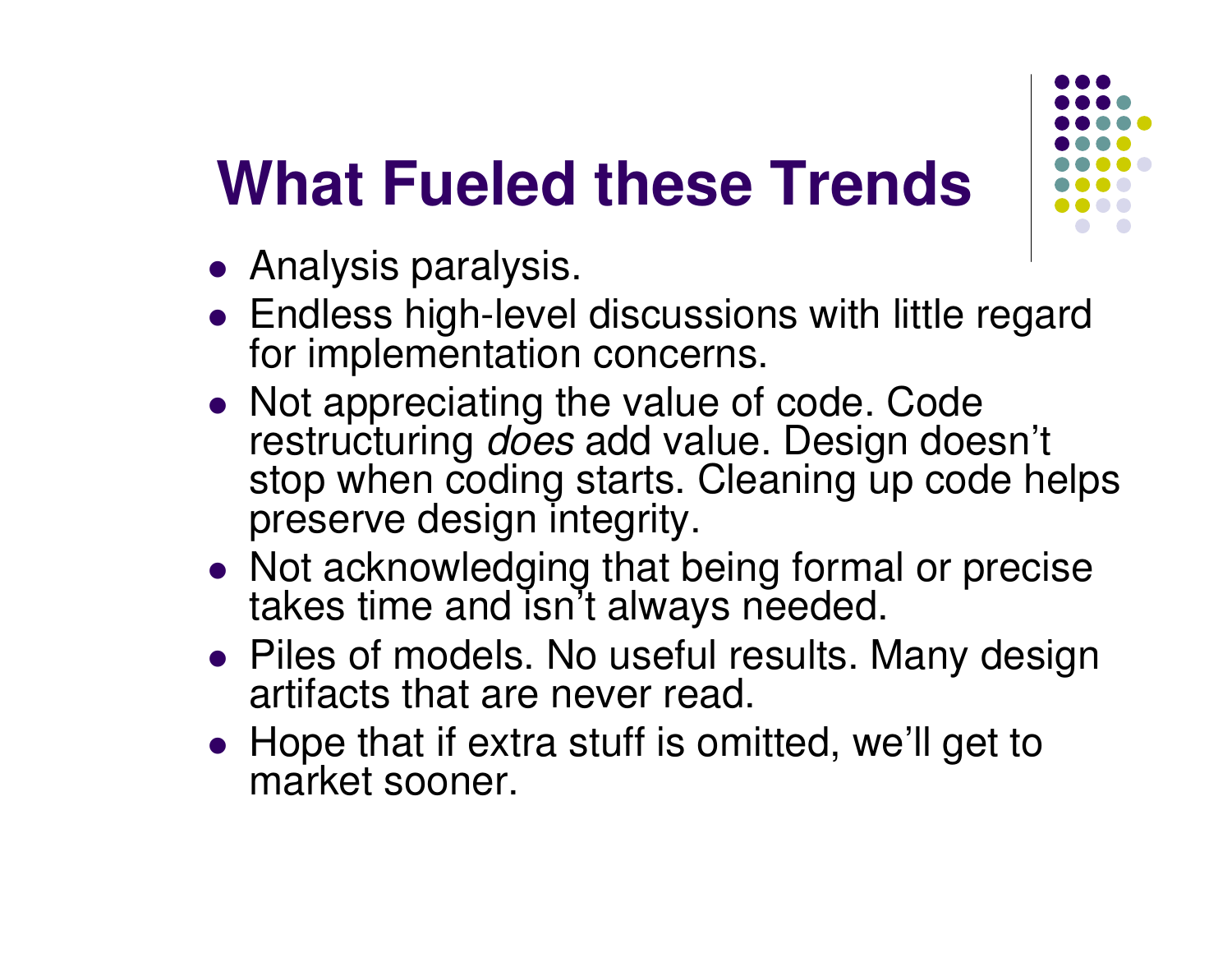# What Fueled these Trends

- Analysis paralysis.
- Endless high-level discussions with little regard for implementation concerns.
- Not appreciating the value of code. Code restructuring *does* add value. Design doesn't stop when coding starts. Cleaning up code helps preserve design integrity.
- Not acknowledging that being formal or precise takes time and isn't always needed.
- Piles of models. No useful results. Many design artifacts that are never read.
- Hope that if extra stuff is omitted, we'll get to market sooner.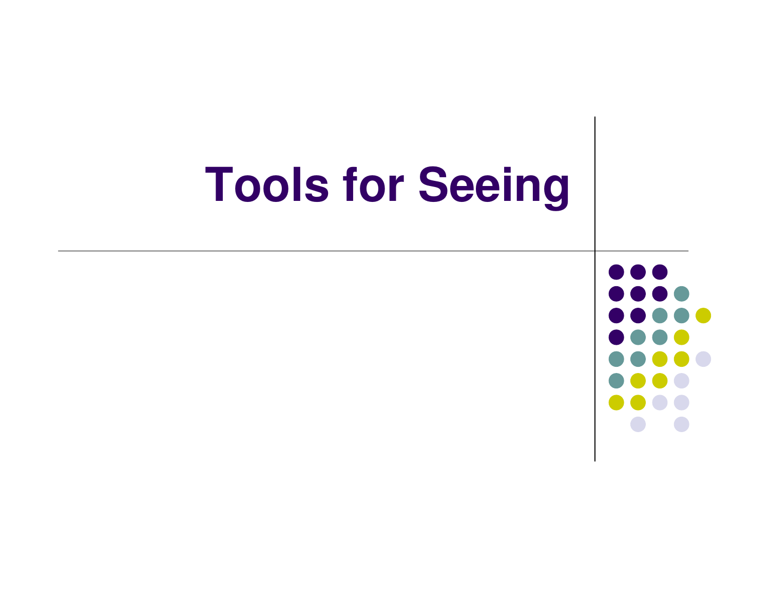# Tools for Seeing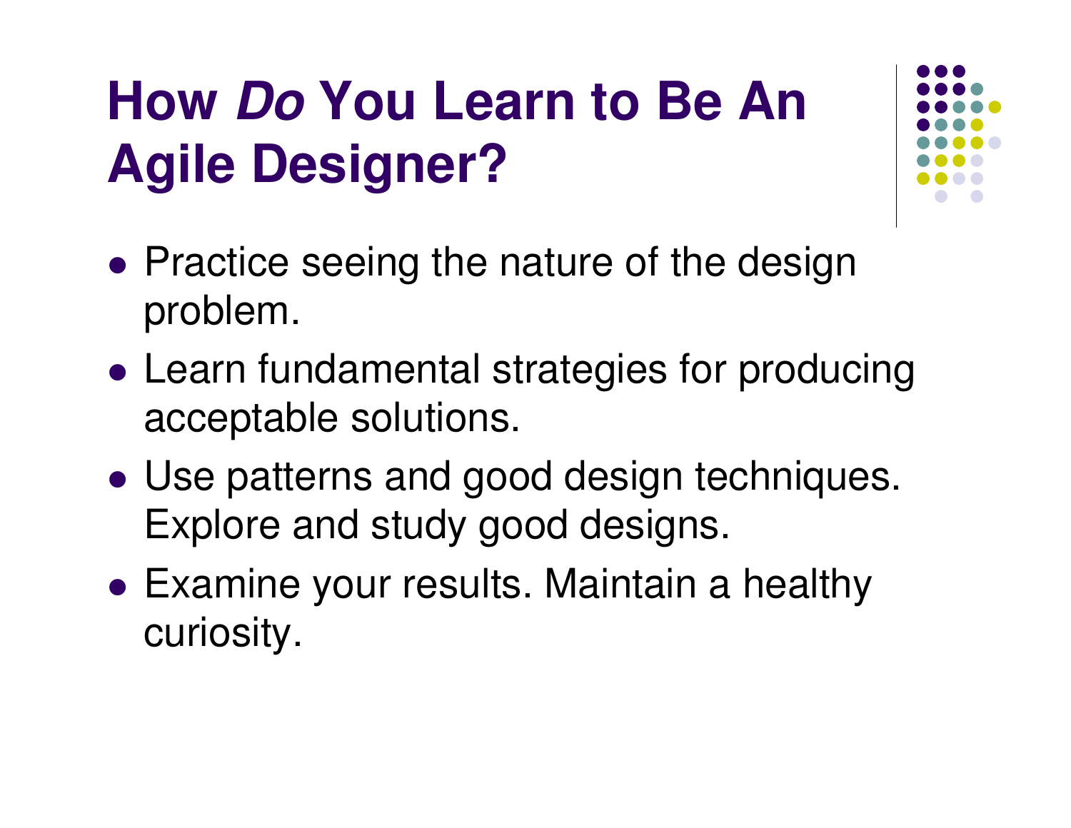# How *Do* You Learn to Be An Agile Designer?

- Practice seeing the nature of the design problem.
- Learn fundamental strategies for producing acceptable solutions.
- Use patterns and good design techniques. Explore and study good designs.
- Examine your results. Maintain a healthy curiosity.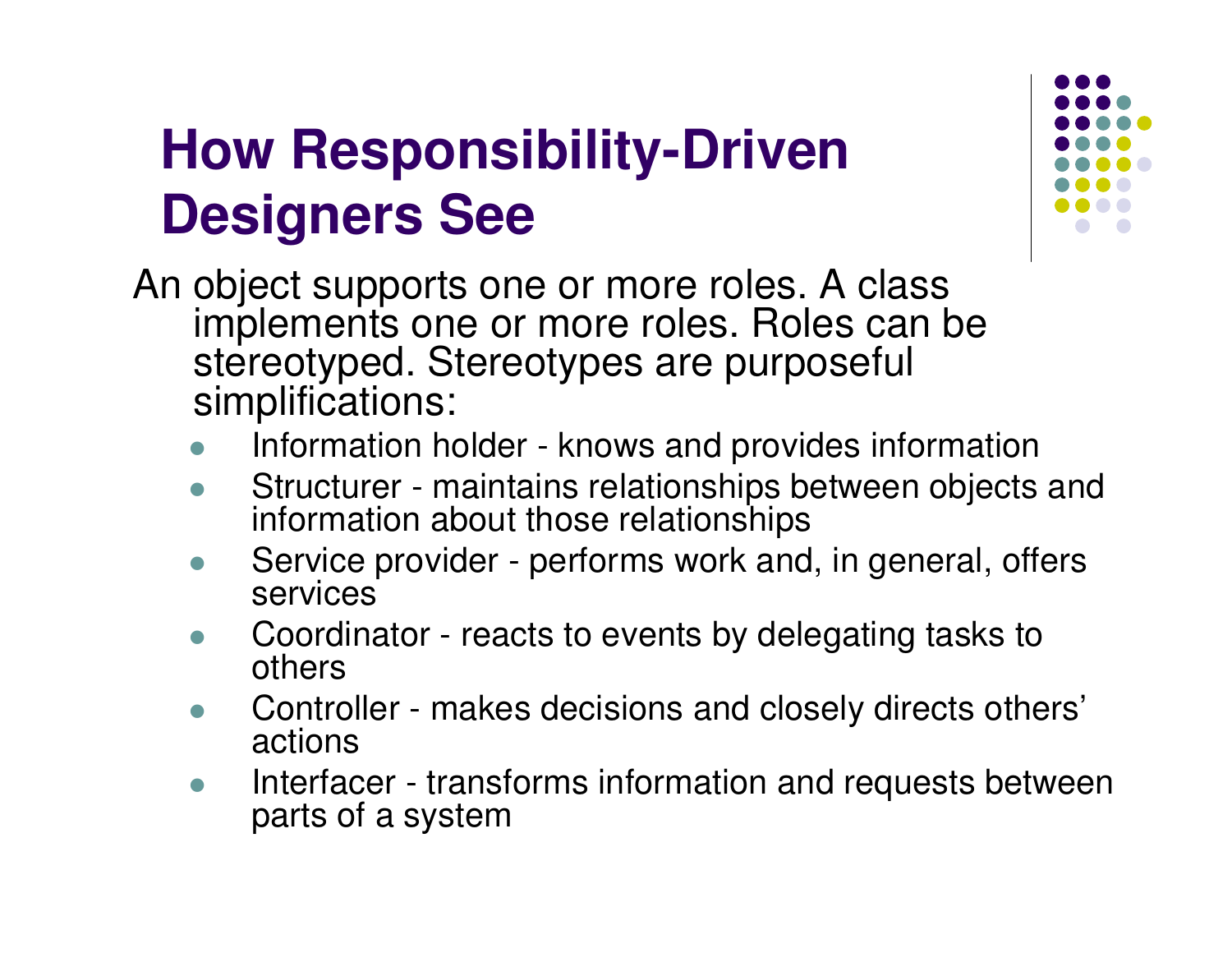# How Responsibility-Driven Designers See

An object supports one or more roles. A class implements one or more roles. Roles can be stereotyped. Stereotypes are purposeful simplifications:

- Information holder - knows and provides information
- Structurer - maintains relationships between objects and information about those relationships
- Service provider - performs work and, in general, offers services
- Coordinator - reacts to events by delegating tasks to others
- Controller - makes decisions and closely directs others' actions
- Interfacer - transforms information and requests between parts of a system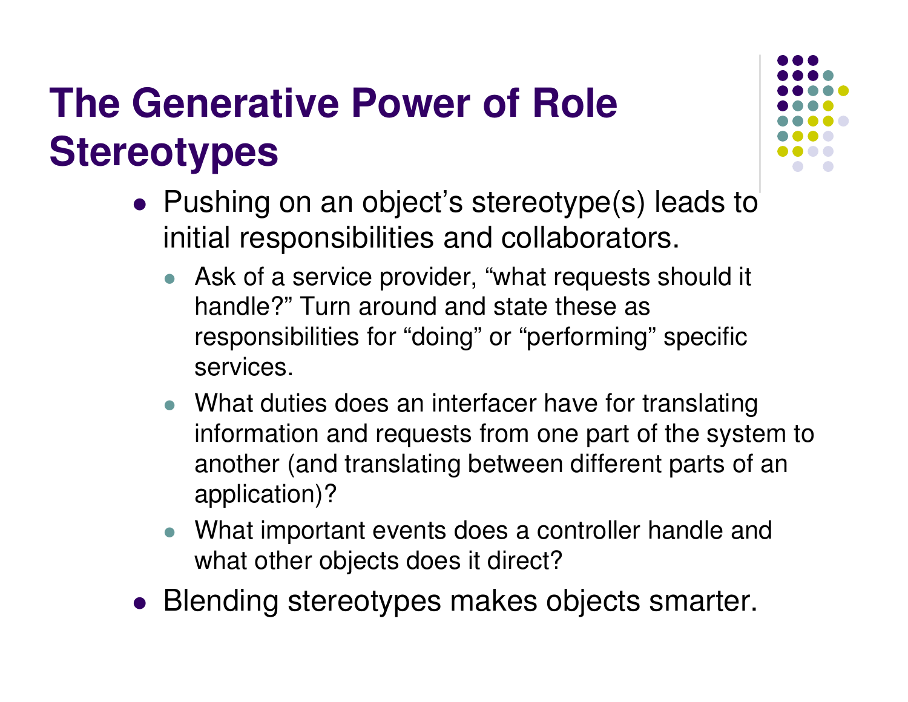# The Generative Power of Role Stereotypes

- Pushing on an object’s stereotype(s) leads to initial responsibilities and collaborators.
  - Ask of a service provider, “what requests should it handle?” Turn around and state these as responsibilities for “doing” or “performing” specific services.
  - What duties does an interfacer have for translating information and requests from one part of the system to another (and translating between different parts of an application)?
  - What important events does a controller handle and what other objects does it direct?
- Blending stereotypes makes objects smarter.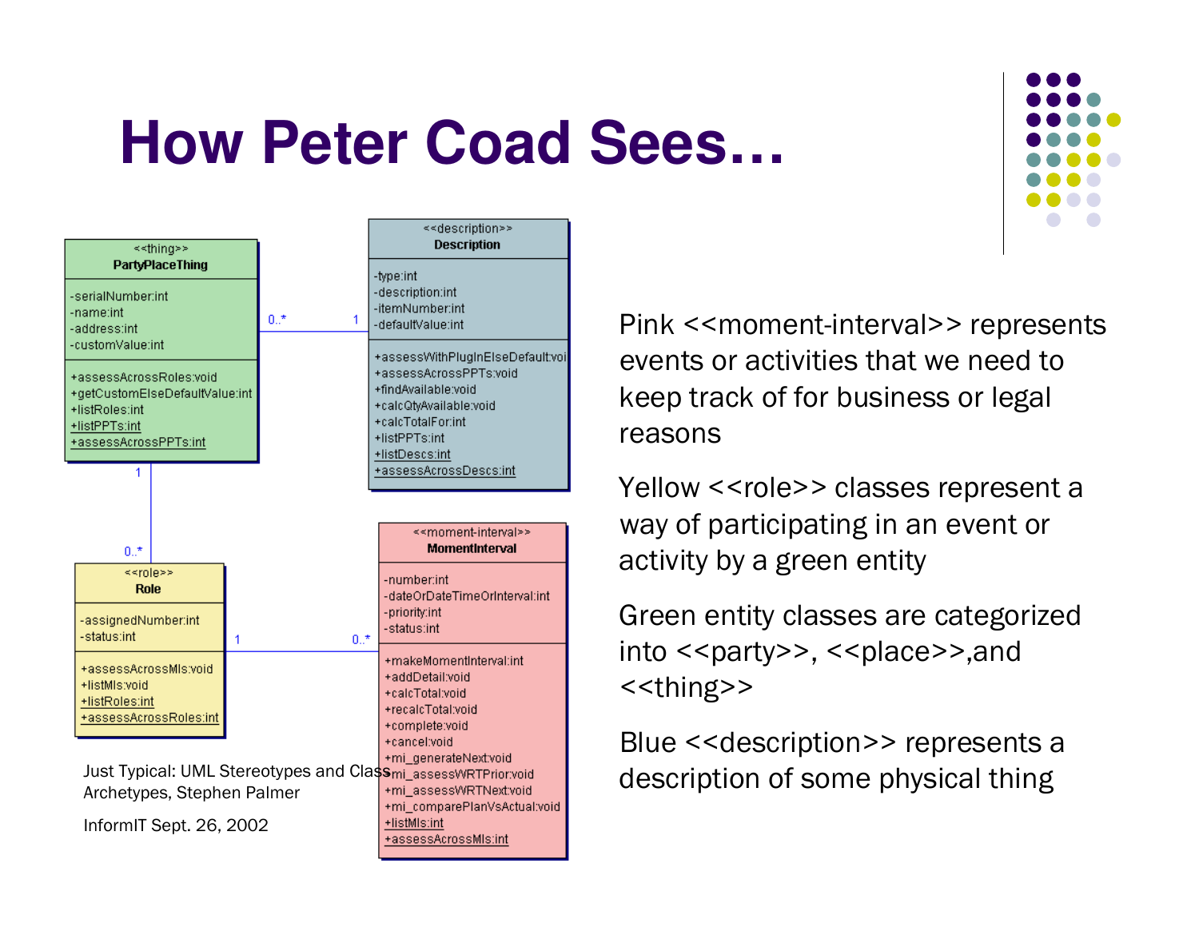# How Peter Coad Sees…

**<<thing>>**
**PartyPlaceThing**

- -serialNumber:int
- -name:int
- -address:int
- -customValue:int

- +assessAcrossRoles:void
- +getCustomElseDefaultValue:int
- +listRoles:int
- +listPPTs:int
- +assessAcrossPPTs:int

**<<description>>**
**Description**

- -type:int
- -description:int
- -itemNumber:int
- -defaultValue:int

- +assessWithPlugInElseDefault:voi
- +assessAcrossPPTs:void
- +findAvailable:void
- +calcQtyAvailable:void
- +calcTotalFor:int
- +listPPTs:int
- +listDescs:int
- +assessAcrossDescs:int

**<<role>>**
**Role**

- -assignedNumber:int
- -status:int

- +assessAcrossMIs:void
- +listMIs:void
- +listRoles:int
- +assessAcrossRoles:int

**<<moment-interval>>**
**MomentInterval**

- -number:int
- -dateOrDateTimeOrInterval:int
- -priority:int
- -status:int

- +makeMomentInterval:int
- +addDetail:void
- +calcTotal:void
- +recalcTotal:void
- +complete:void
- +cancel:void
- +mi_generateNext:void
- +mi_assessWRTPrior:void
- +mi_assessWRTNext:void
- +mi_comparePlanVsActual:void
- +listMIs:int
- +assessAcrossMIs:int

Associations: PartyPlaceThing 0..* — 1 Description; PartyPlaceThing 1 — 0..* Role; Role 1 — 0..* MomentInterval

Just Typical: UML Stereotypes and Class Archetypes, Stephen Palmer

InformIT Sept. 26, 2002

Pink <<moment-interval>> represents events or activities that we need to keep track of for business or legal reasons

Yellow <<role>> classes represent a way of participating in an event or activity by a green entity

Green entity classes are categorized into <<party>>, <<place>>,and <<thing>>

Blue <<description>> represents a description of some physical thing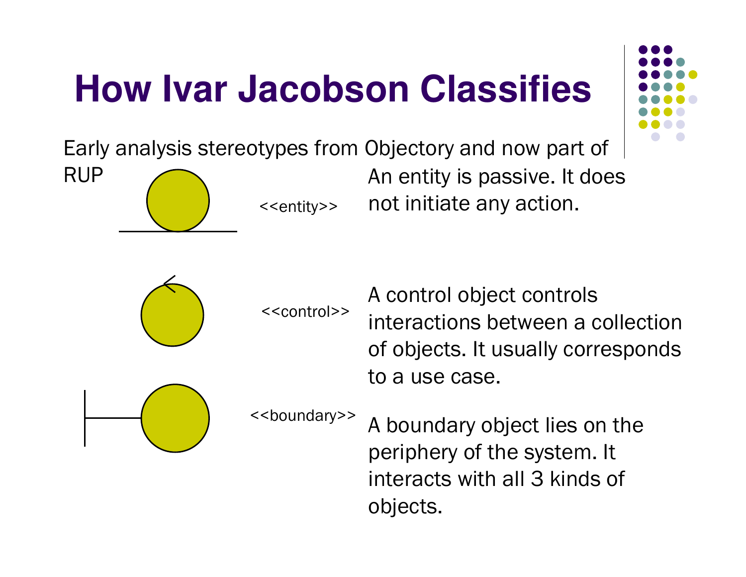# How Ivar Jacobson Classifies

Early analysis stereotypes from Objectory and now part of RUP

<<entity>>

An entity is passive. It does not initiate any action.

<<control>>

A control object controls interactions between a collection of objects. It usually corresponds to a use case.

<<boundary>>

A boundary object lies on the periphery of the system. It interacts with all 3 kinds of objects.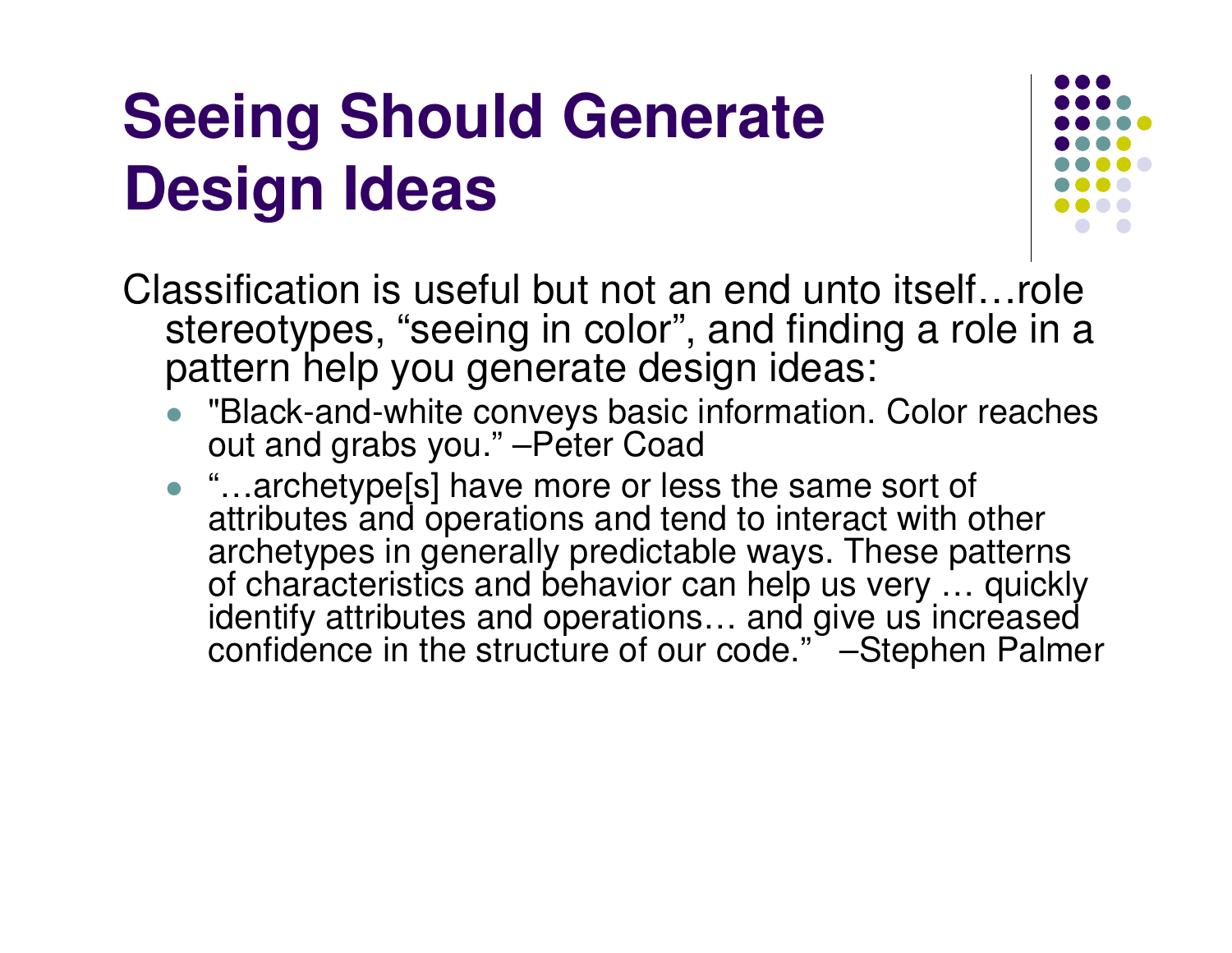# Seeing Should Generate Design Ideas

Classification is useful but not an end unto itself…role stereotypes, “seeing in color”, and finding a role in a pattern help you generate design ideas:

- "Black-and-white conveys basic information. Color reaches out and grabs you.” –Peter Coad
- “…archetype[s] have more or less the same sort of attributes and operations and tend to interact with other archetypes in generally predictable ways. These patterns of characteristics and behavior can help us very … quickly identify attributes and operations… and give us increased confidence in the structure of our code.” –Stephen Palmer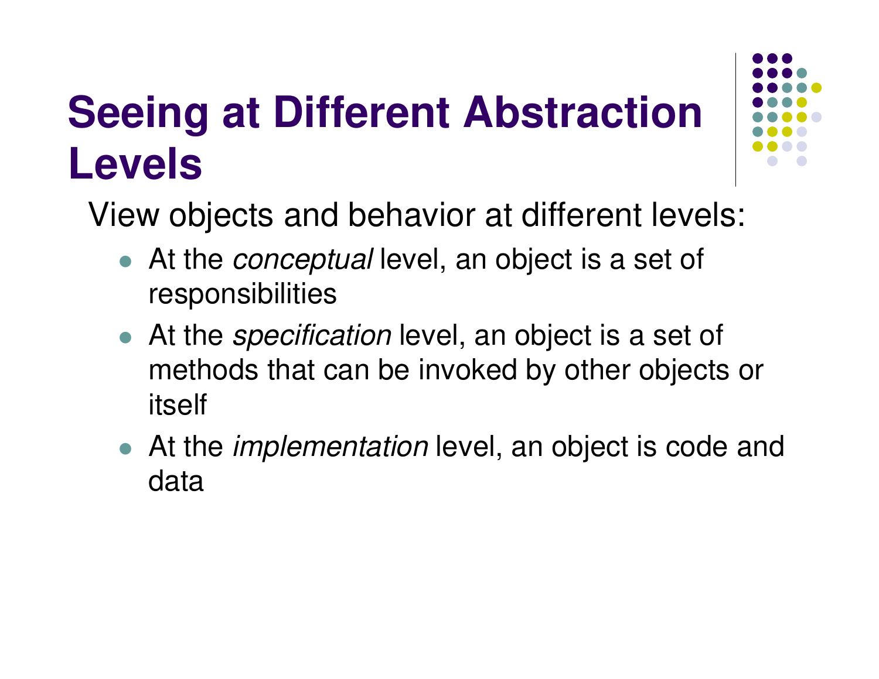# Seeing at Different Abstraction Levels

View objects and behavior at different levels:

- At the *conceptual* level, an object is a set of responsibilities
- At the *specification* level, an object is a set of methods that can be invoked by other objects or itself
- At the *implementation* level, an object is code and data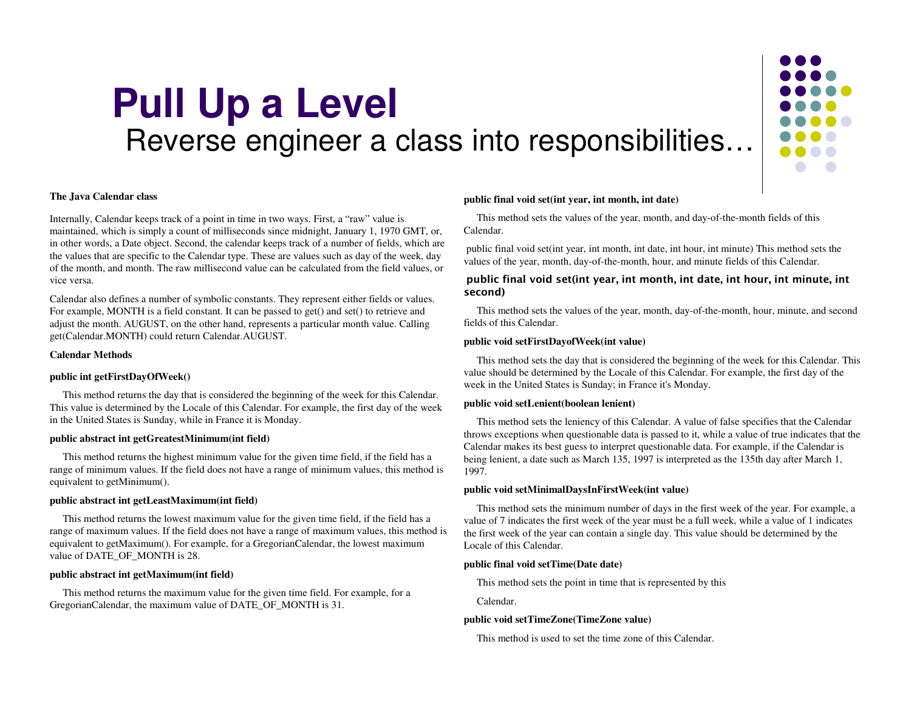# Pull Up a Level

## Reverse engineer a class into responsibilities…

**The Java Calendar class**

Internally, Calendar keeps track of a point in time in two ways. First, a "raw" value is maintained, which is simply a count of milliseconds since midnight, January 1, 1970 GMT, or, in other words, a Date object. Second, the calendar keeps track of a number of fields, which are the values that are specific to the Calendar type. These are values such as day of the week, day of the month, and month. The raw millisecond value can be calculated from the field values, or vice versa.

Calendar also defines a number of symbolic constants. They represent either fields or values. For example, MONTH is a field constant. It can be passed to get() and set() to retrieve and adjust the month. AUGUST, on the other hand, represents a particular month value. Calling get(Calendar.MONTH) could return Calendar.AUGUST.

**Calendar Methods**

**public int getFirstDayOfWeek()**

This method returns the day that is considered the beginning of the week for this Calendar. This value is determined by the Locale of this Calendar. For example, the first day of the week in the United States is Sunday, while in France it is Monday.

**public abstract int getGreatestMinimum(int field)**

This method returns the highest minimum value for the given time field, if the field has a range of minimum values. If the field does not have a range of minimum values, this method is equivalent to getMinimum().

**public abstract int getLeastMaximum(int field)**

This method returns the lowest maximum value for the given time field, if the field has a range of maximum values. If the field does not have a range of maximum values, this method is equivalent to getMaximum(). For example, for a GregorianCalendar, the lowest maximum value of DATE_OF_MONTH is 28.

**public abstract int getMaximum(int field)**

This method returns the maximum value for the given time field. For example, for a GregorianCalendar, the maximum value of DATE_OF_MONTH is 31.

**public final void set(int year, int month, int date)**

This method sets the values of the year, month, and day-of-the-month fields of this Calendar.

public final void set(int year, int month, int date, int hour, int minute) This method sets the values of the year, month, day-of-the-month, hour, and minute fields of this Calendar.

**public final void set(int year, int month, int date, int hour, int minute, int second)**

This method sets the values of the year, month, day-of-the-month, hour, minute, and second fields of this Calendar.

**public void setFirstDayofWeek(int value)**

This method sets the day that is considered the beginning of the week for this Calendar. This value should be determined by the Locale of this Calendar. For example, the first day of the week in the United States is Sunday; in France it's Monday.

**public void setLenient(boolean lenient)**

This method sets the leniency of this Calendar. A value of false specifies that the Calendar throws exceptions when questionable data is passed to it, while a value of true indicates that the Calendar makes its best guess to interpret questionable data. For example, if the Calendar is being lenient, a date such as March 135, 1997 is interpreted as the 135th day after March 1, 1997.

**public void setMinimalDaysInFirstWeek(int value)**

This method sets the minimum number of days in the first week of the year. For example, a value of 7 indicates the first week of the year must be a full week, while a value of 1 indicates the first week of the year can contain a single day. This value should be determined by the Locale of this Calendar.

**public final void setTime(Date date)**

This method sets the point in time that is represented by this

Calendar.

**public void setTimeZone(TimeZone value)**

This method is used to set the time zone of this Calendar.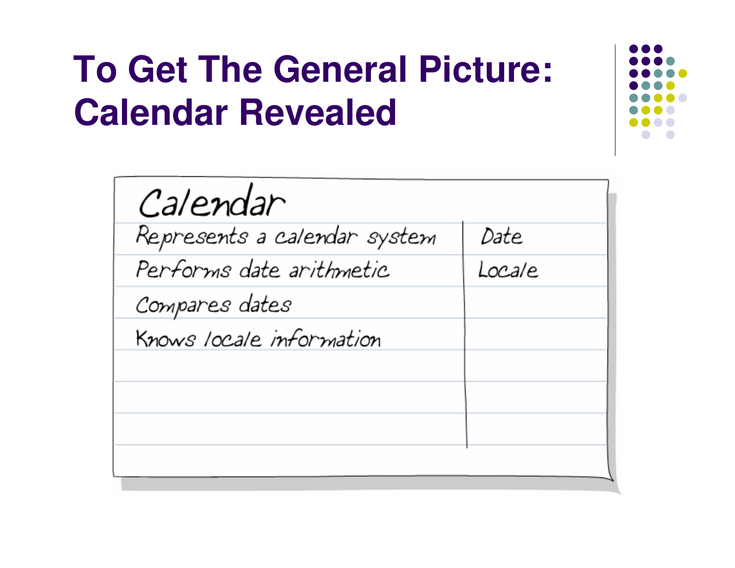# To Get The General Picture: Calendar Revealed

| Calendar | |
|---|---|
| Represents a calendar system | Date |
| Performs date arithmetic | Locale |
| Compares dates | |
| Knows locale information | |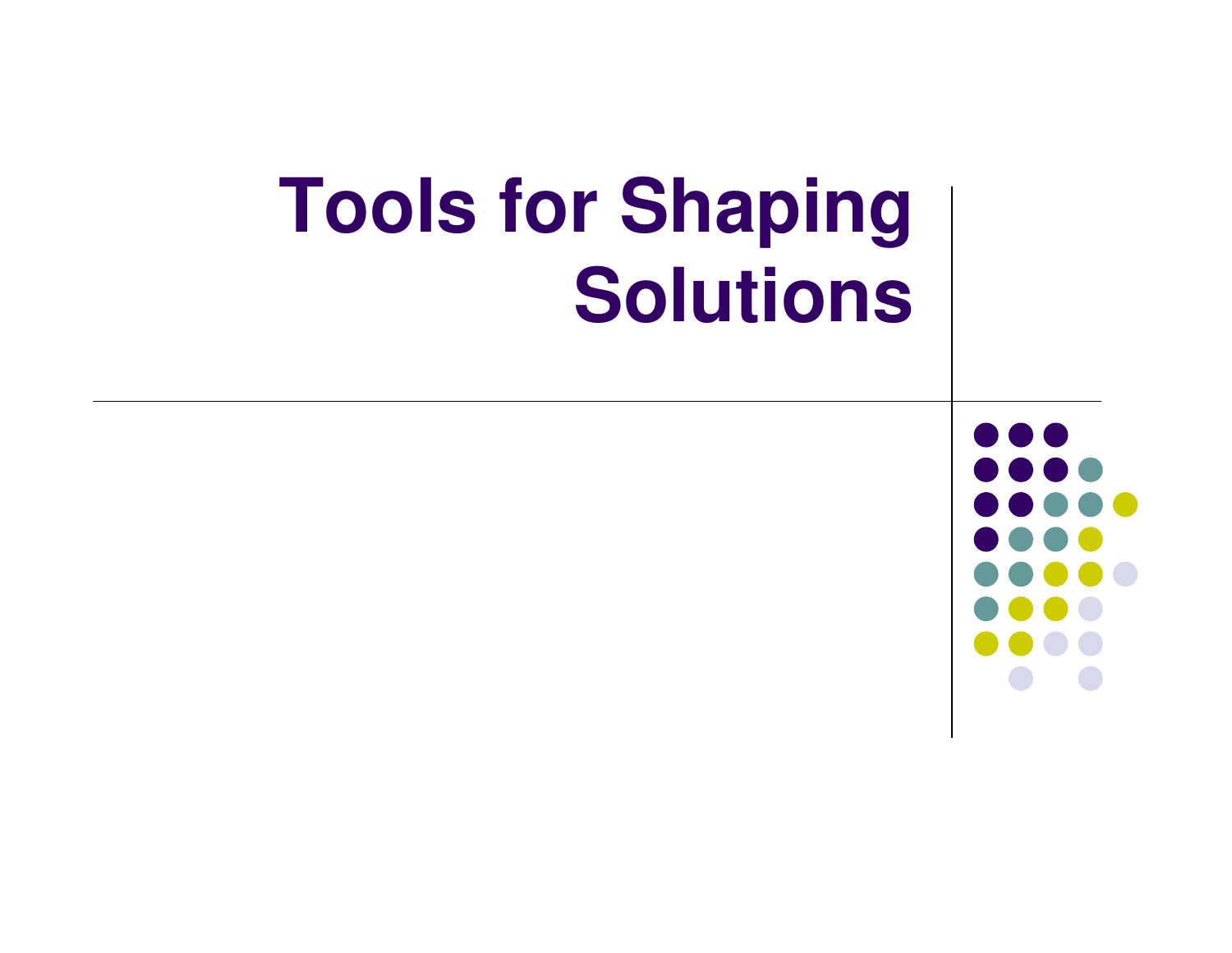# Tools for Shaping Solutions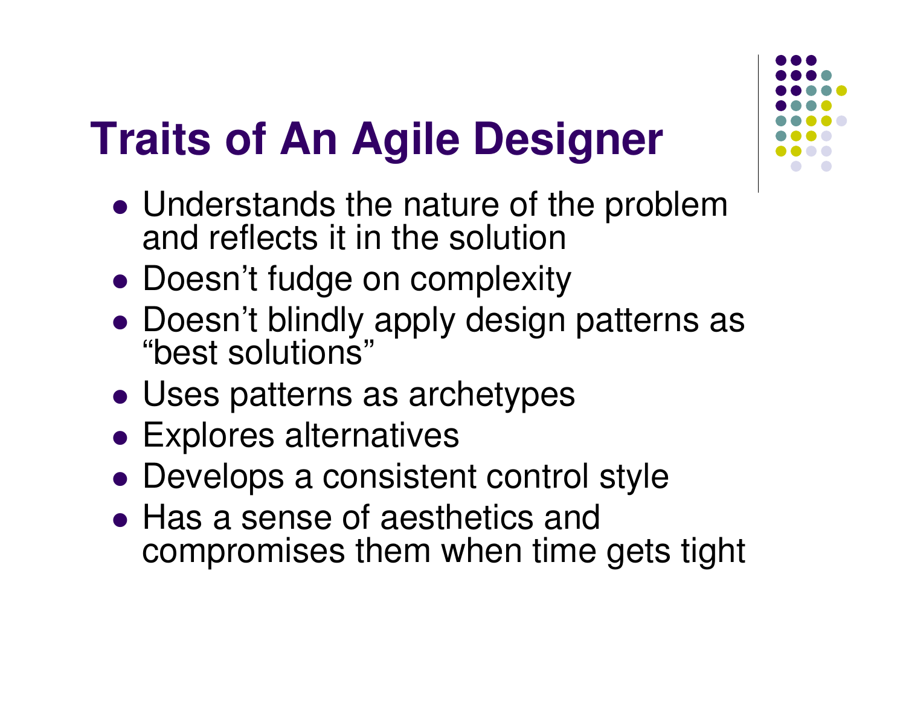# Traits of An Agile Designer

- Understands the nature of the problem and reflects it in the solution
- Doesn't fudge on complexity
- Doesn't blindly apply design patterns as "best solutions"
- Uses patterns as archetypes
- Explores alternatives
- Develops a consistent control style
- Has a sense of aesthetics and compromises them when time gets tight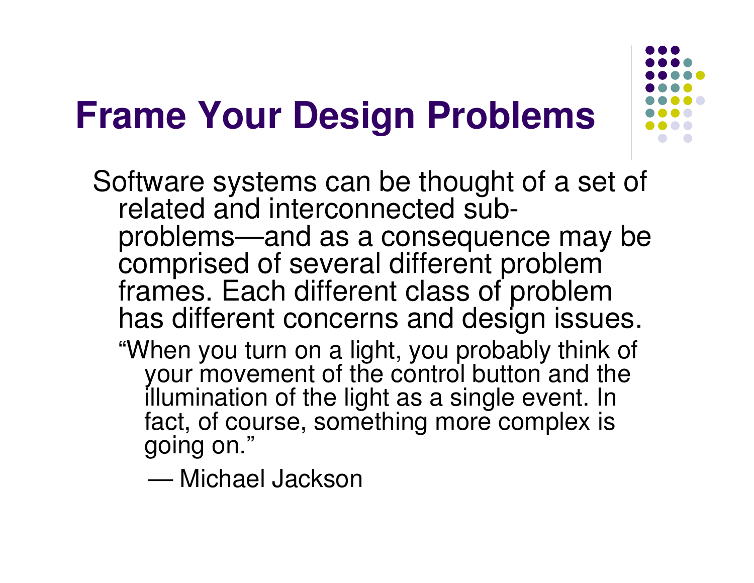# Frame Your Design Problems

Software systems can be thought of a set of related and interconnected sub-problems—and as a consequence may be comprised of several different problem frames. Each different class of problem has different concerns and design issues.

> "When you turn on a light, you probably think of your movement of the control button and the illumination of the light as a single event. In fact, of course, something more complex is going on."
>
> — Michael Jackson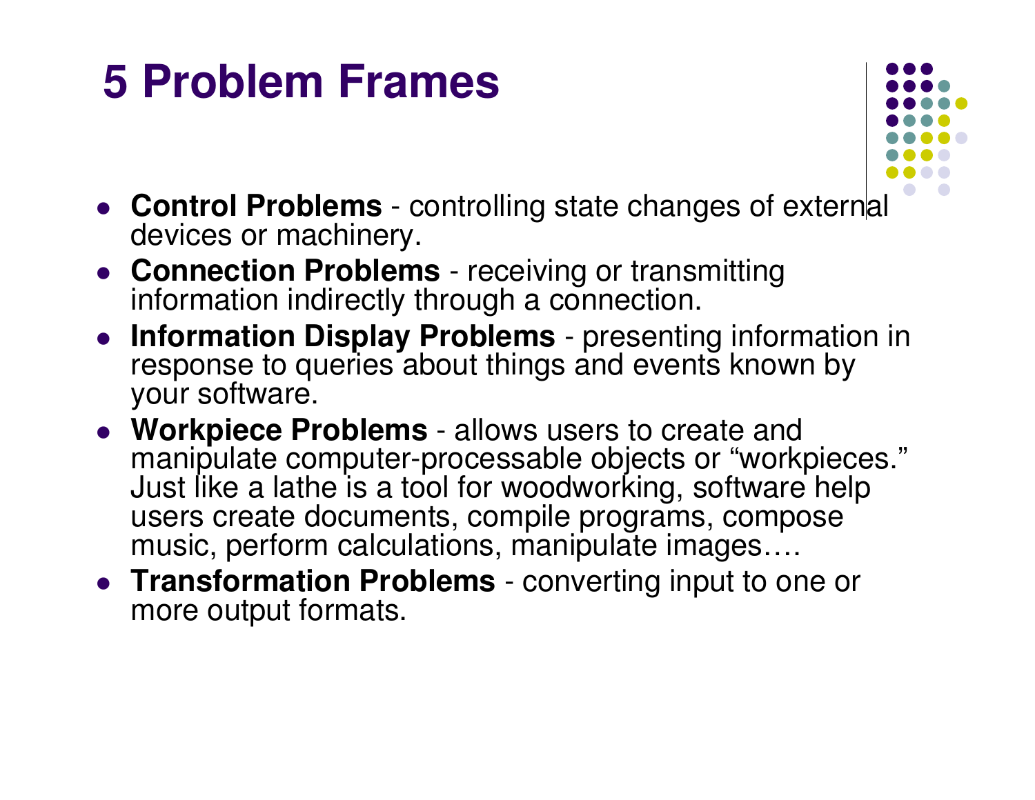# 5 Problem Frames

- **Control Problems** - controlling state changes of external devices or machinery.
- **Connection Problems** - receiving or transmitting information indirectly through a connection.
- **Information Display Problems** - presenting information in response to queries about things and events known by your software.
- **Workpiece Problems** - allows users to create and manipulate computer-processable objects or "workpieces." Just like a lathe is a tool for woodworking, software help users create documents, compile programs, compose music, perform calculations, manipulate images….
- **Transformation Problems** - converting input to one or more output formats.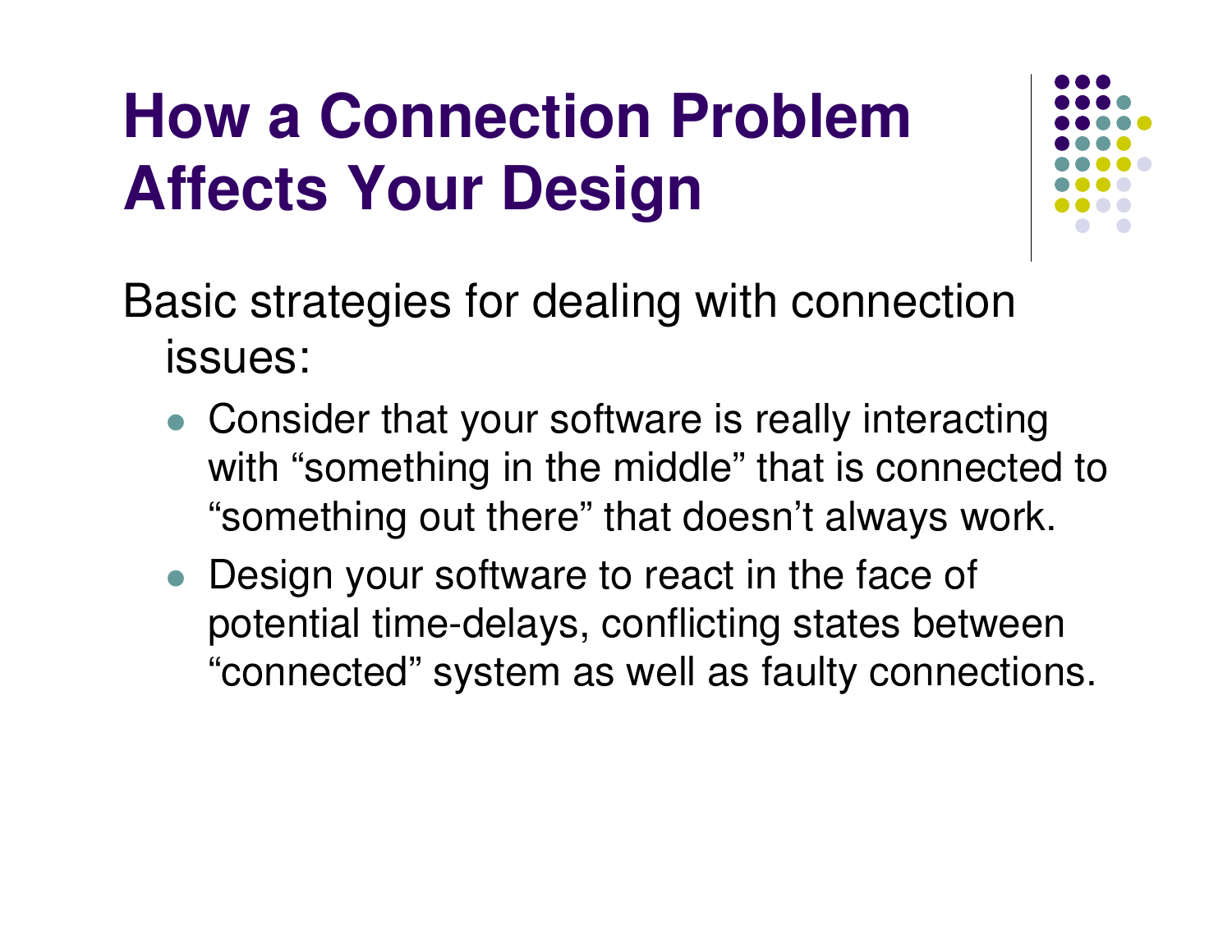# How a Connection Problem Affects Your Design

Basic strategies for dealing with connection issues:

- Consider that your software is really interacting with “something in the middle” that is connected to “something out there” that doesn’t always work.
- Design your software to react in the face of potential time-delays, conflicting states between “connected” system as well as faulty connections.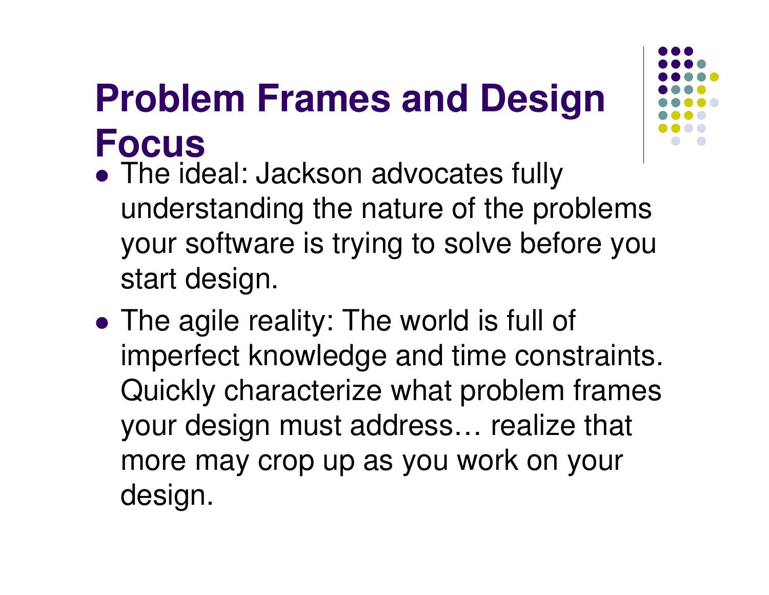# Problem Frames and Design Focus

- The ideal: Jackson advocates fully understanding the nature of the problems your software is trying to solve before you start design.
- The agile reality: The world is full of imperfect knowledge and time constraints. Quickly characterize what problem frames your design must address… realize that more may crop up as you work on your design.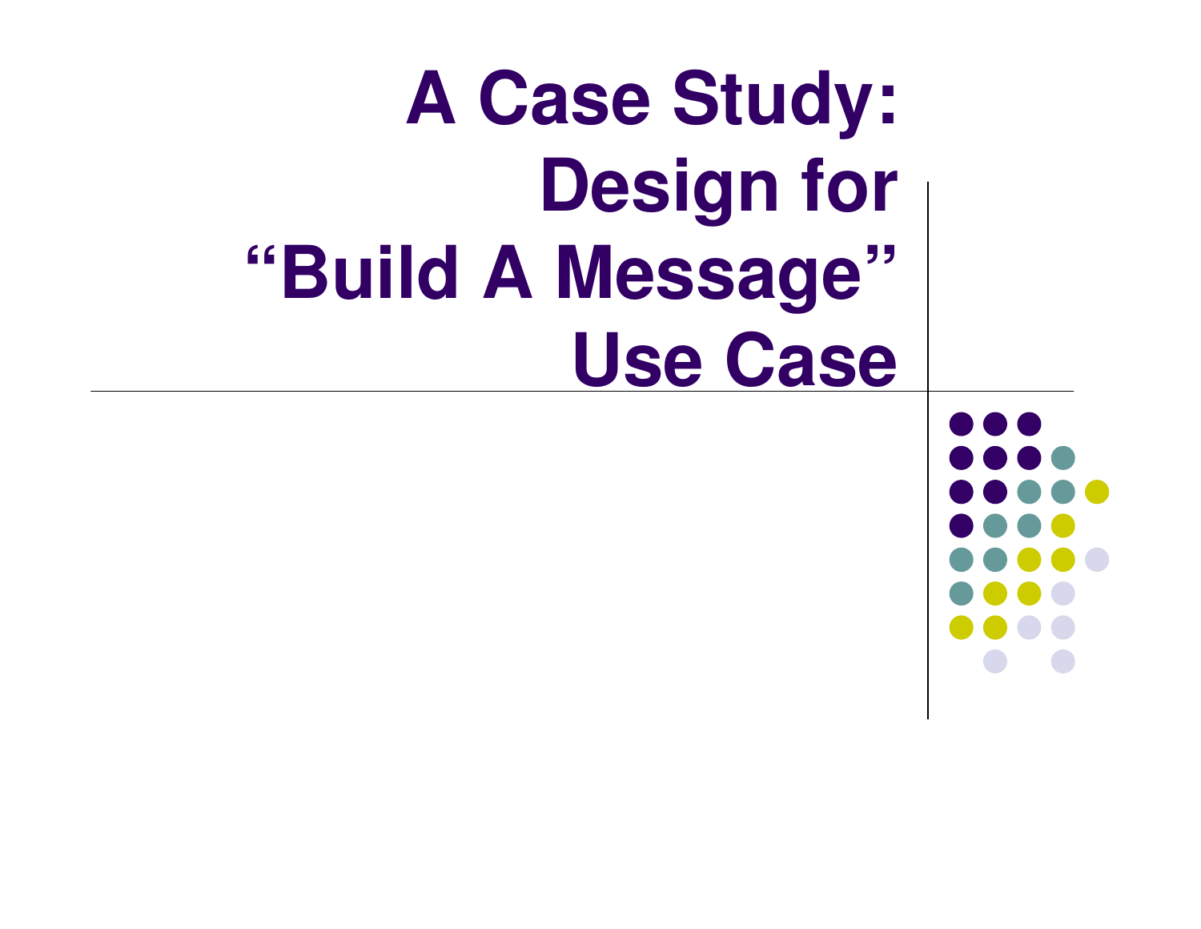# A Case Study: Design for "Build A Message" Use Case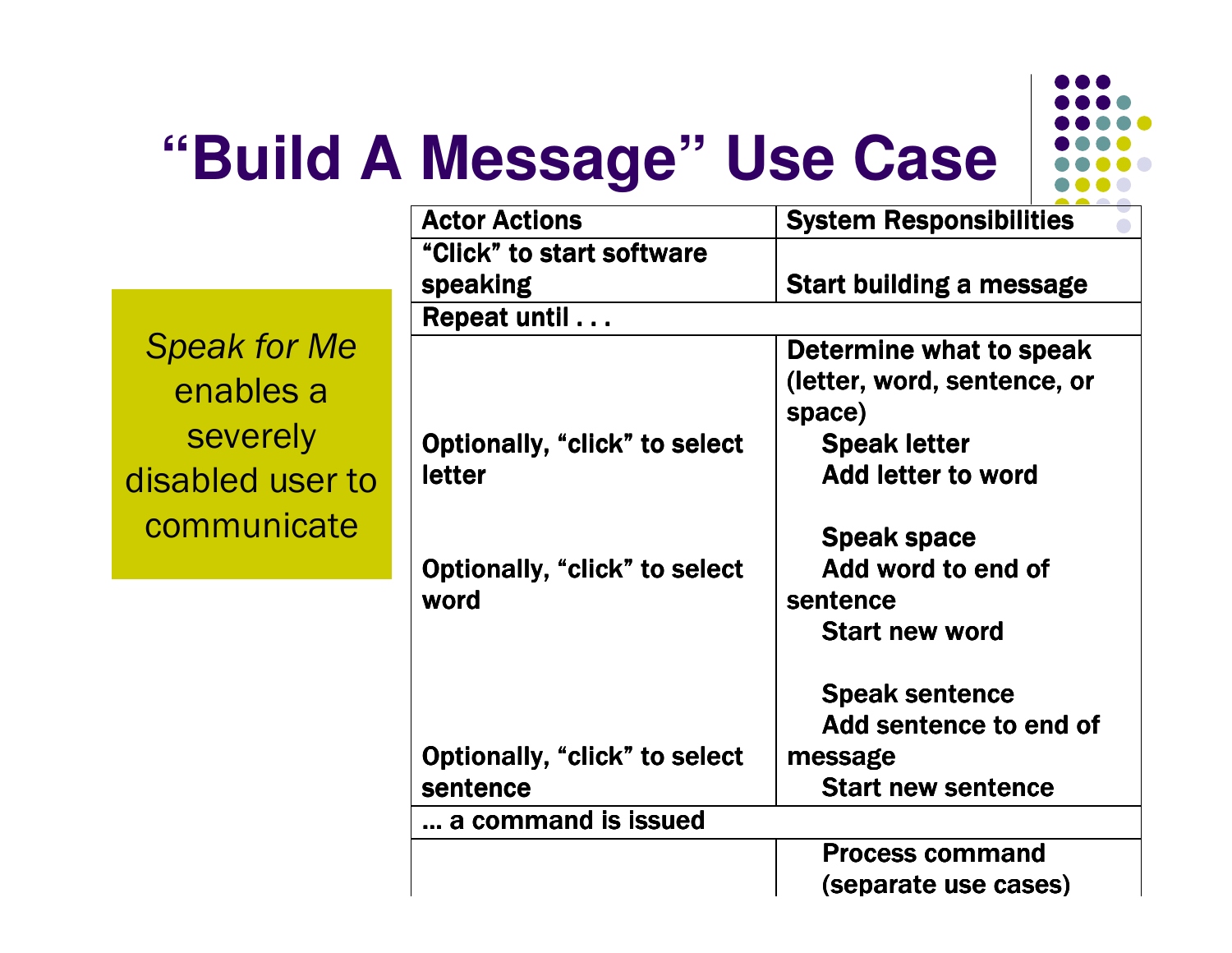# "Build A Message" Use Case

*Speak for Me* enables a severely disabled user to communicate

| Actor Actions | System Responsibilities |
|---|---|
| "Click" to start software speaking | Start building a message |
| Repeat until . . . | |
| | Determine what to speak (letter, word, sentence, or space) |
| Optionally, "click" to select letter | Speak letter<br>Add letter to word |
| Optionally, "click" to select word | Speak space<br>Add word to end of sentence<br>Start new word |
| Optionally, "click" to select sentence | Speak sentence<br>Add sentence to end of message<br>Start new sentence |
| … a command is issued | |
| | Process command (separate use cases) |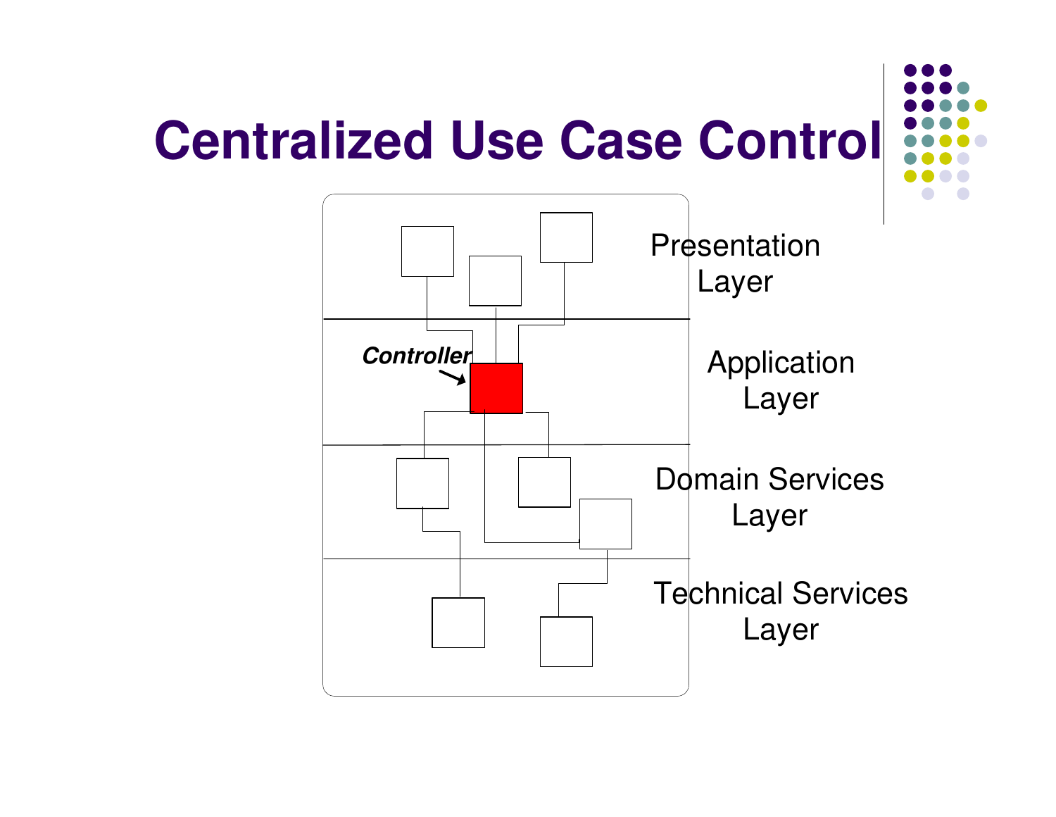# Centralized Use Case Control

Controller

Presentation Layer

Application Layer

Domain Services Layer

Technical Services Layer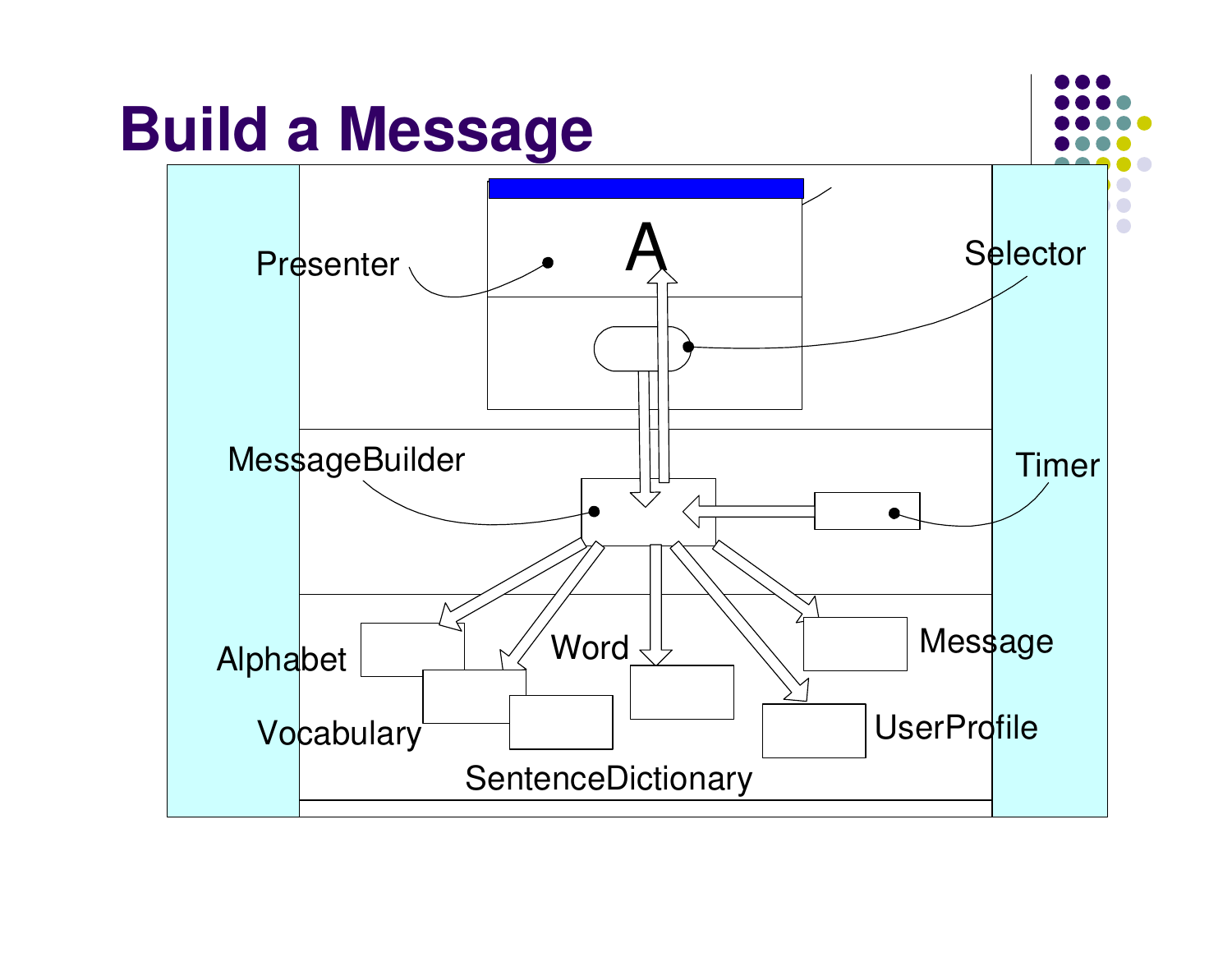# Build a Message

A

Presenter

Selector

MessageBuilder

Timer

Alphabet

Vocabulary

SentenceDictionary

Word

Message

UserProfile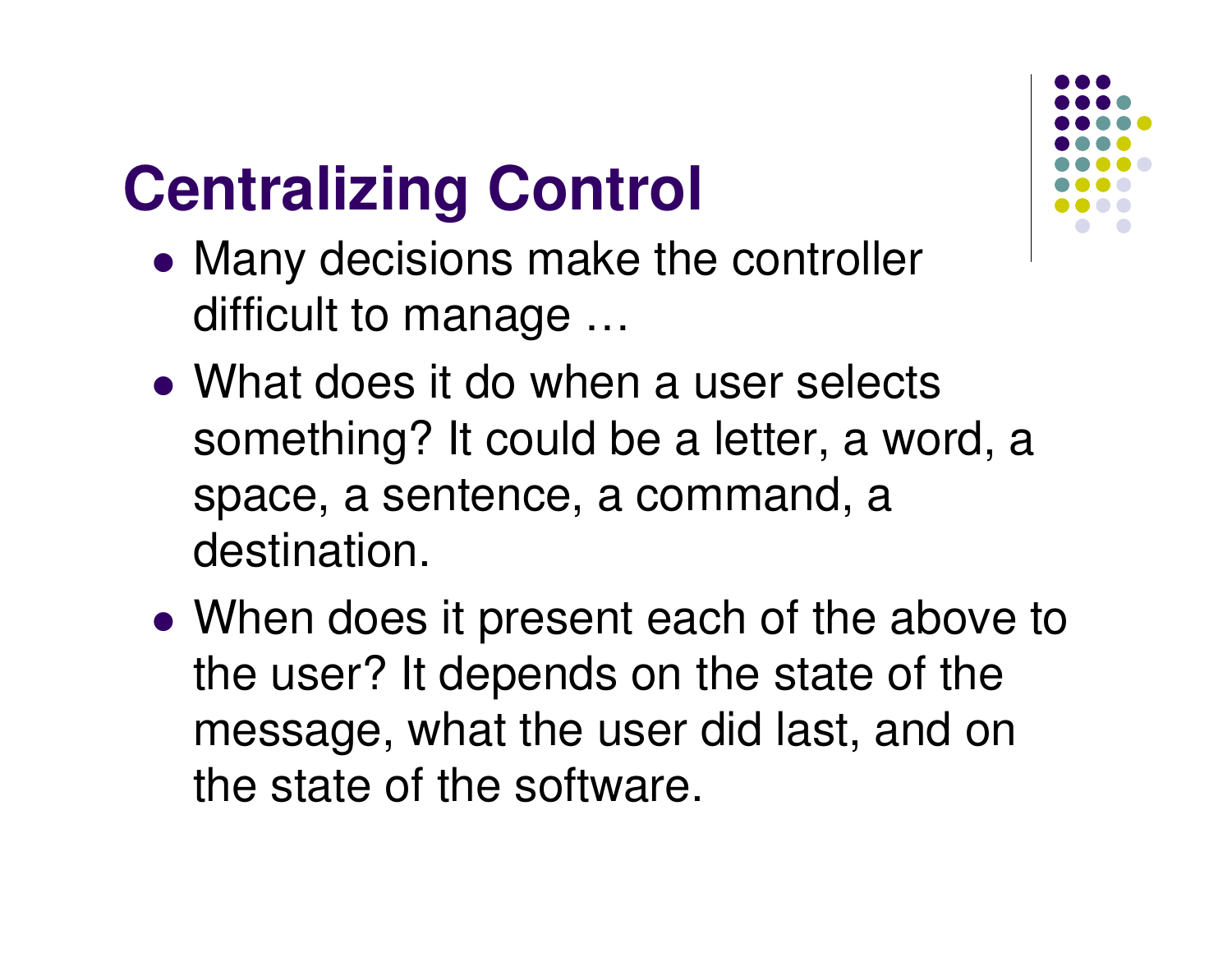# Centralizing Control

- Many decisions make the controller difficult to manage …
- What does it do when a user selects something? It could be a letter, a word, a space, a sentence, a command, a destination.
- When does it present each of the above to the user? It depends on the state of the message, what the user did last, and on the state of the software.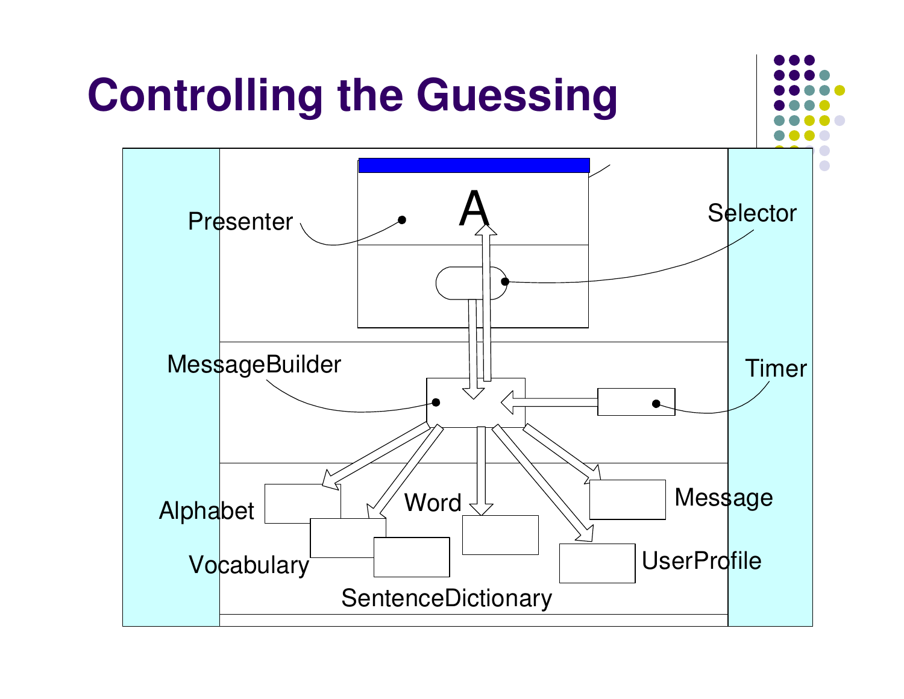# Controlling the Guessing

Presenter

A

Selector

MessageBuilder

Timer

Alphabet

Vocabulary

Word

SentenceDictionary

Message

UserProfile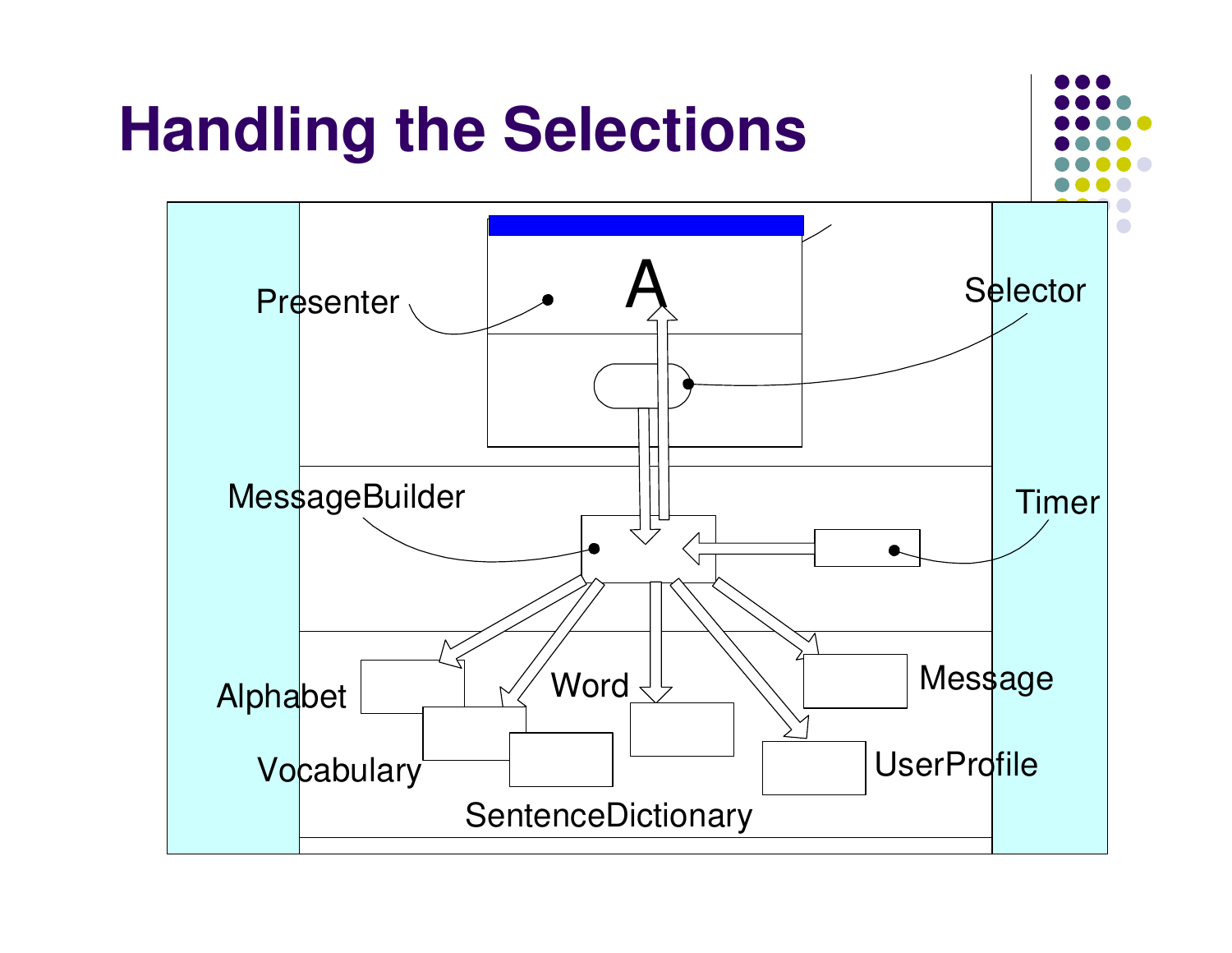# Handling the Selections

Presenter

A

Selector

MessageBuilder

Timer

Alphabet

Vocabulary

Word

SentenceDictionary

Message

UserProfile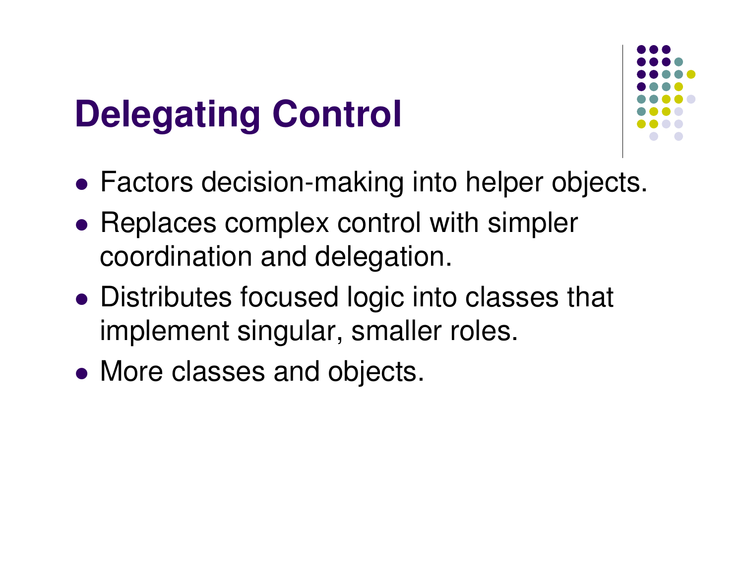# Delegating Control

- Factors decision-making into helper objects.
- Replaces complex control with simpler coordination and delegation.
- Distributes focused logic into classes that implement singular, smaller roles.
- More classes and objects.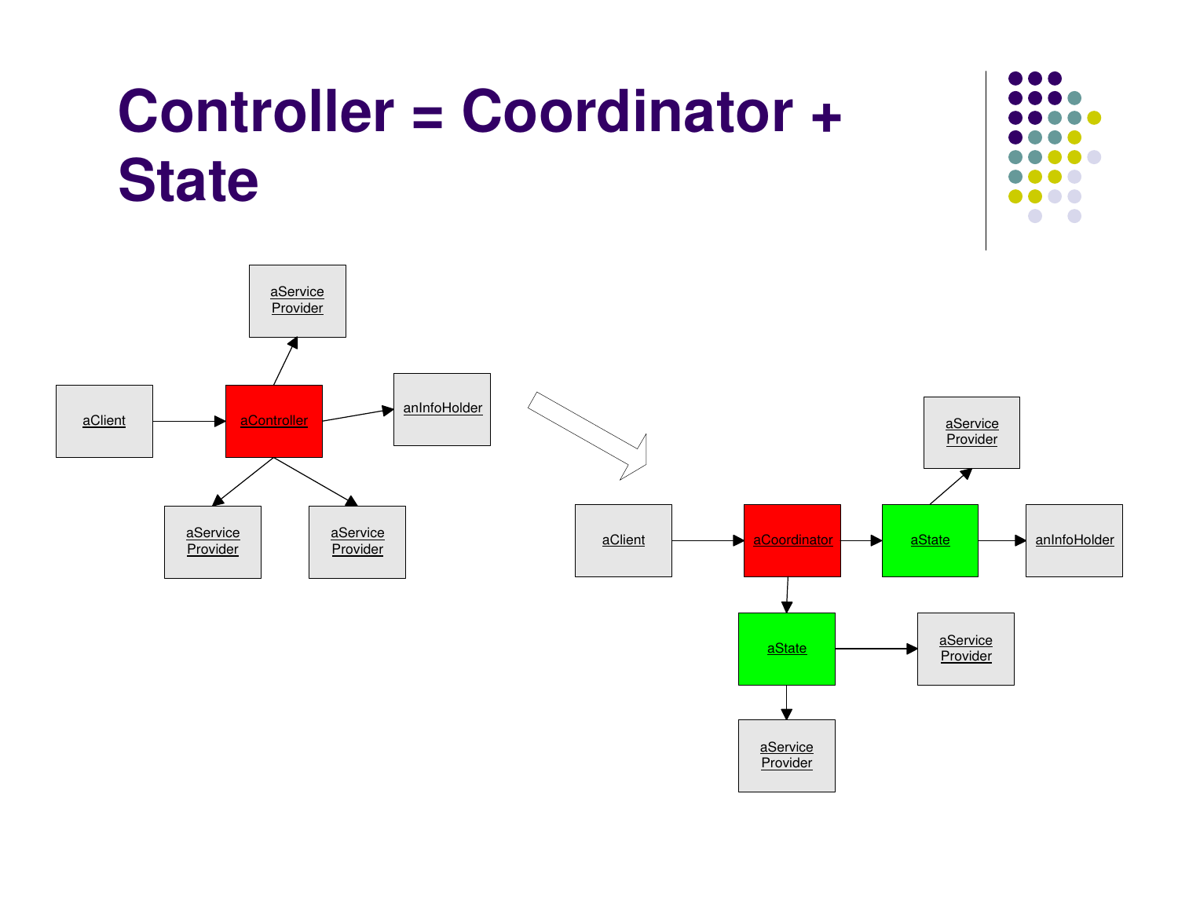# Controller = Coordinator + State

aService Provider

aClient → aController → anInfoHolder

aService Provider    aService Provider

aService Provider

aClient → aCoordinator → aState → anInfoHolder

aState → aService Provider

aService Provider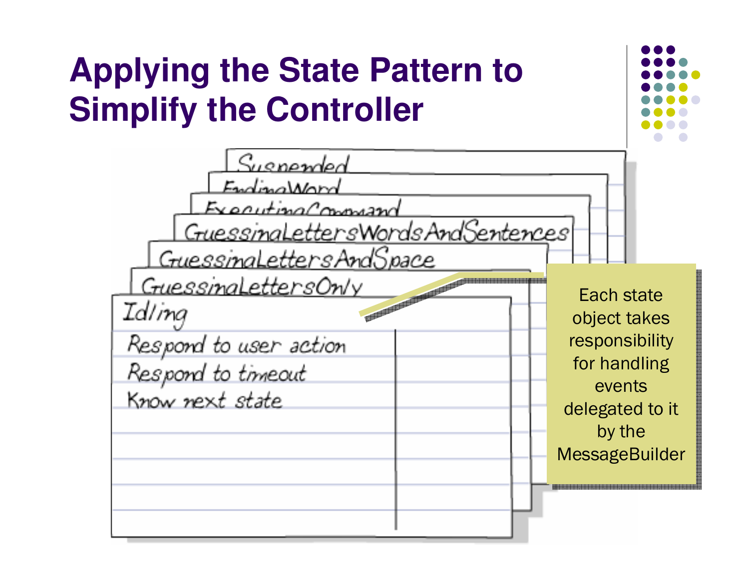# Applying the State Pattern to Simplify the Controller

Suspended

EndingWord

ExecutingCommand

GuessingLettersWordsAndSentences

GuessingLettersAndSpace

GuessingLettersOnly

Idling

- Respond to user action
- Respond to timeout
- Know next state

Each state object takes responsibility for handling events delegated to it by the MessageBuilder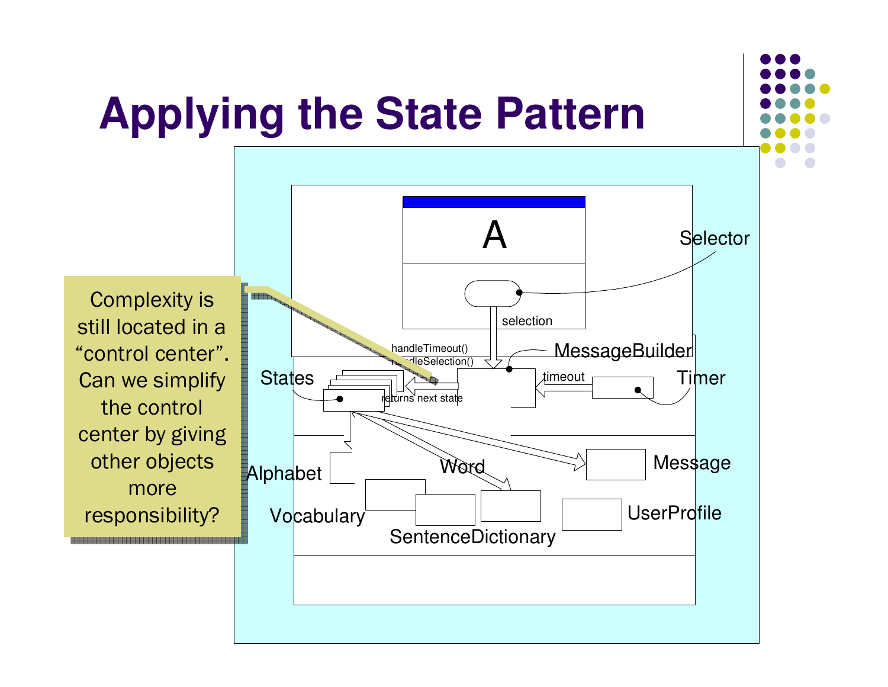# Applying the State Pattern

Complexity is still located in a “control center”. Can we simplify the control center by giving other objects more responsibility?

A

Selector

selection

handleTimeout()
handleSelection()

MessageBuilder

States

timeout

Timer

returns next state

Alphabet

Word

Message

Vocabulary

UserProfile

SentenceDictionary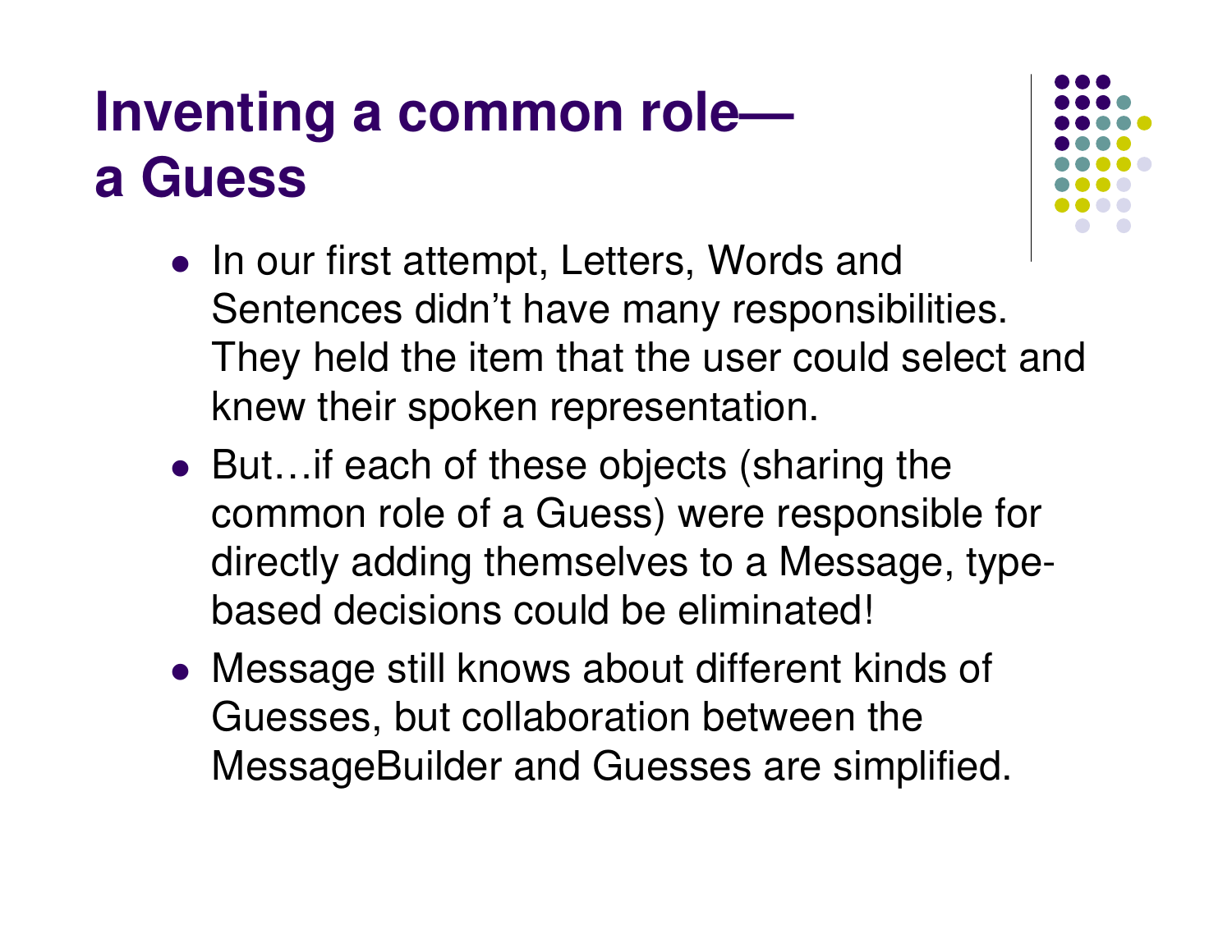# Inventing a common role— a Guess

- In our first attempt, Letters, Words and Sentences didn't have many responsibilities. They held the item that the user could select and knew their spoken representation.
- But…if each of these objects (sharing the common role of a Guess) were responsible for directly adding themselves to a Message, type-based decisions could be eliminated!
- Message still knows about different kinds of Guesses, but collaboration between the MessageBuilder and Guesses are simplified.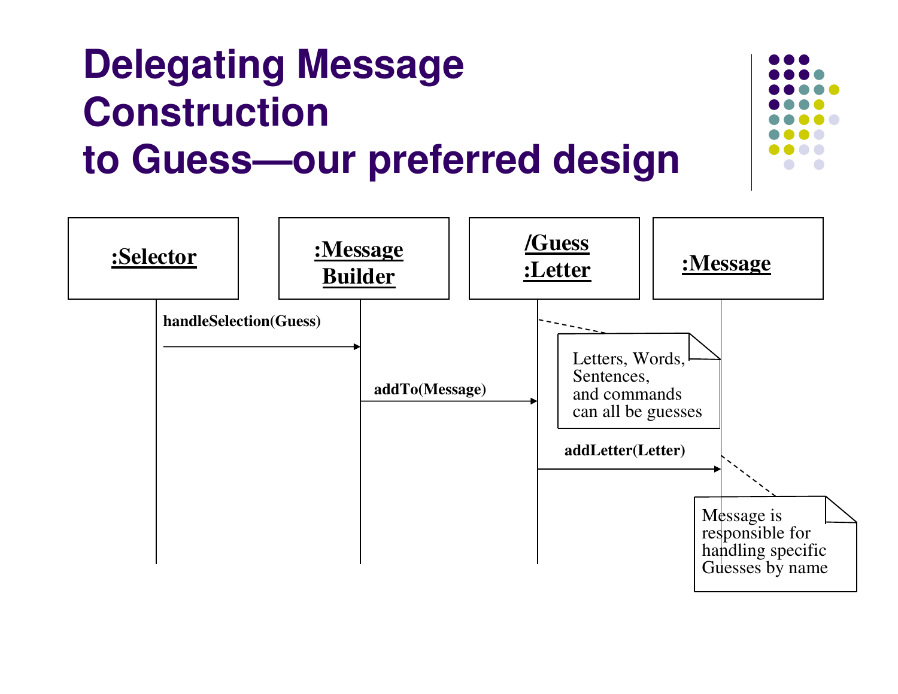# Delegating Message Construction to Guess—our preferred design

**:Selector** | **:Message Builder** | **/Guess :Letter** | **:Message**

**handleSelection(Guess)**

**addTo(Message)**

Letters, Words, Sentences, and commands can all be guesses

**addLetter(Letter)**

Message is responsible for handling specific Guesses by name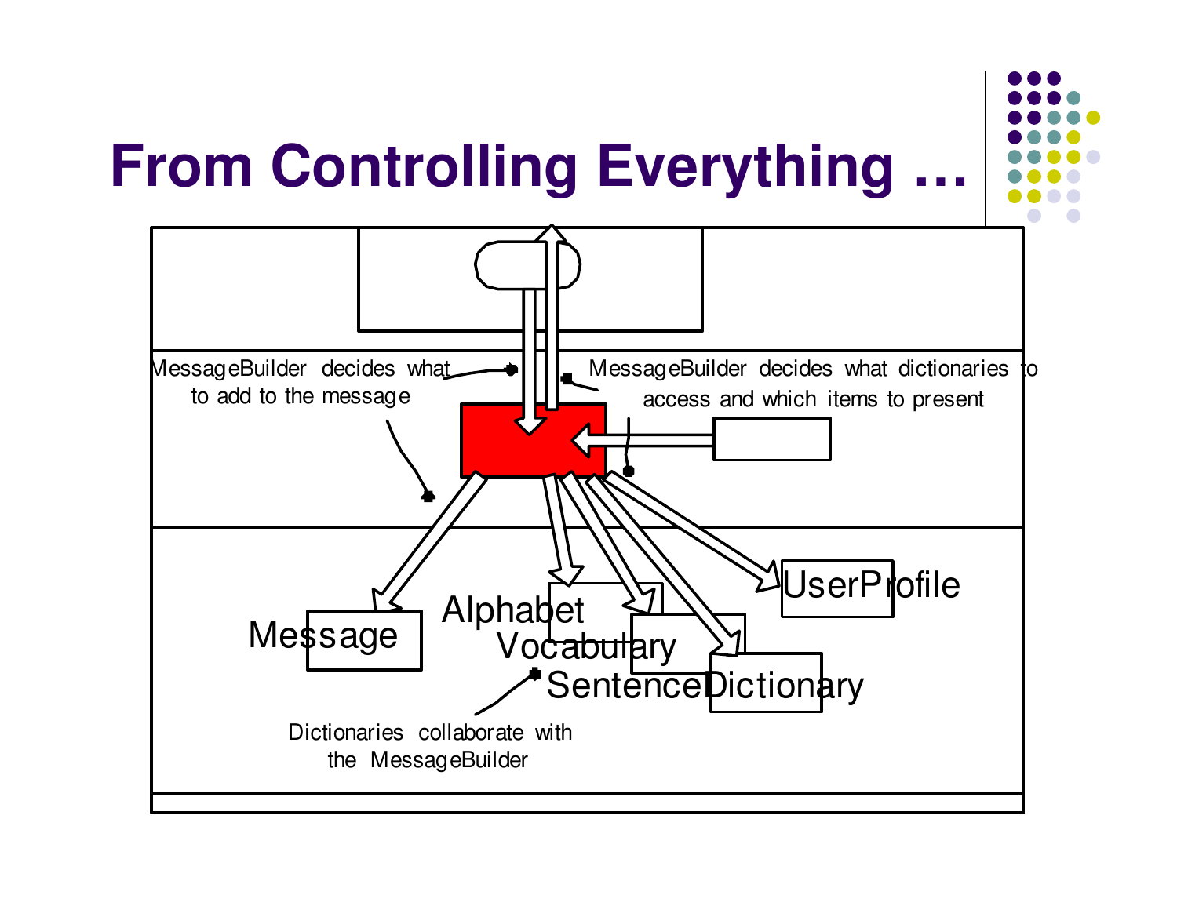# From Controlling Everything …

MessageBuilder decides what to add to the message

MessageBuilder decides what dictionaries to access and which items to present

Message

Alphabet

Vocabulary

SentenceDictionary

UserProfile

Dictionaries collaborate with the MessageBuilder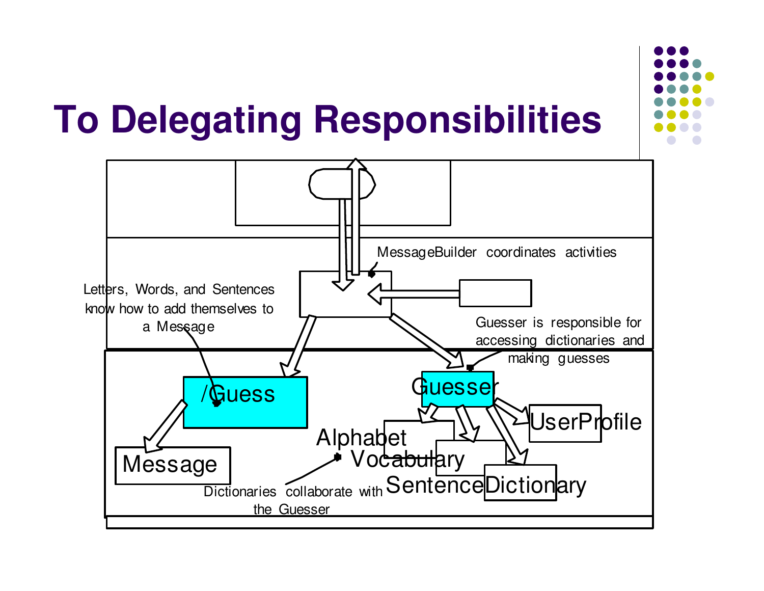# To Delegating Responsibilities

MessageBuilder coordinates activities

Letters, Words, and Sentences know how to add themselves to a Message

Guesser is responsible for accessing dictionaries and making guesses

/Guess

Guesser

UserProfile

Alphabet

Vocabulary

SentenceDictionary

Message

Dictionaries collaborate with the Guesser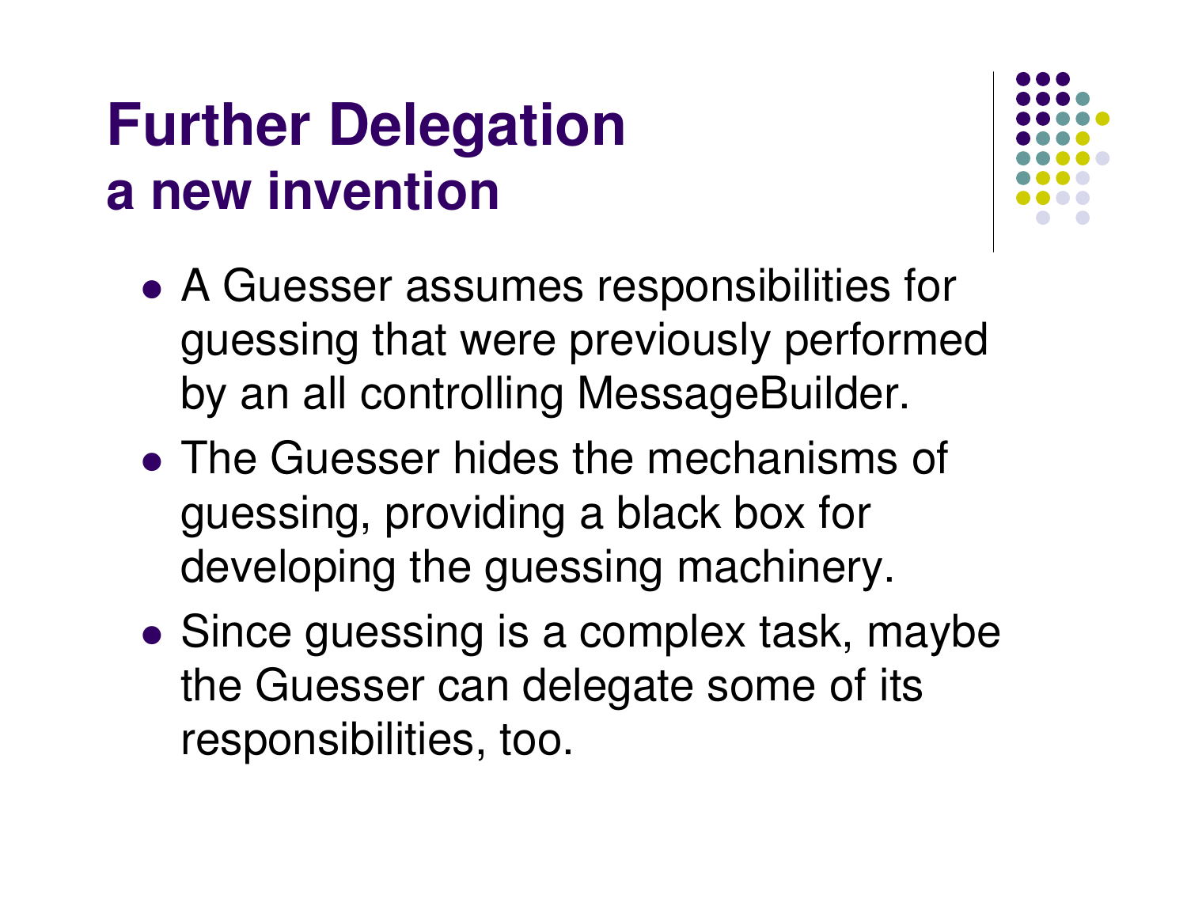# Further Delegation
## a new invention

- A Guesser assumes responsibilities for guessing that were previously performed by an all controlling MessageBuilder.
- The Guesser hides the mechanisms of guessing, providing a black box for developing the guessing machinery.
- Since guessing is a complex task, maybe the Guesser can delegate some of its responsibilities, too.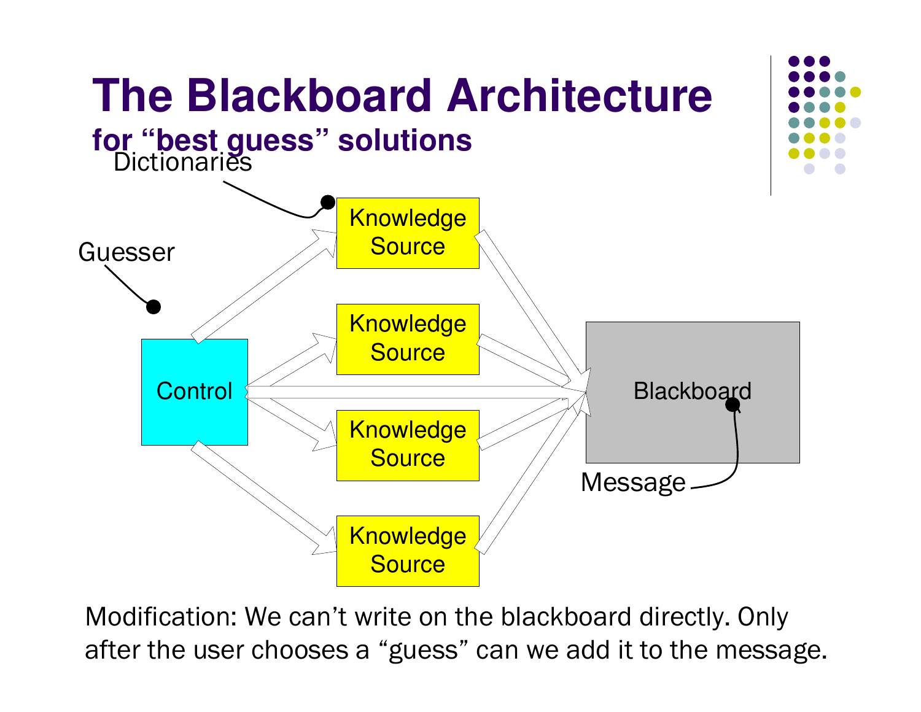# The Blackboard Architecture

## for "best guess" solutions

Dictionaries

Guesser

Control

Knowledge Source

Knowledge Source

Knowledge Source

Knowledge Source

Blackboard

Message

Modification: We can't write on the blackboard directly. Only after the user chooses a "guess" can we add it to the message.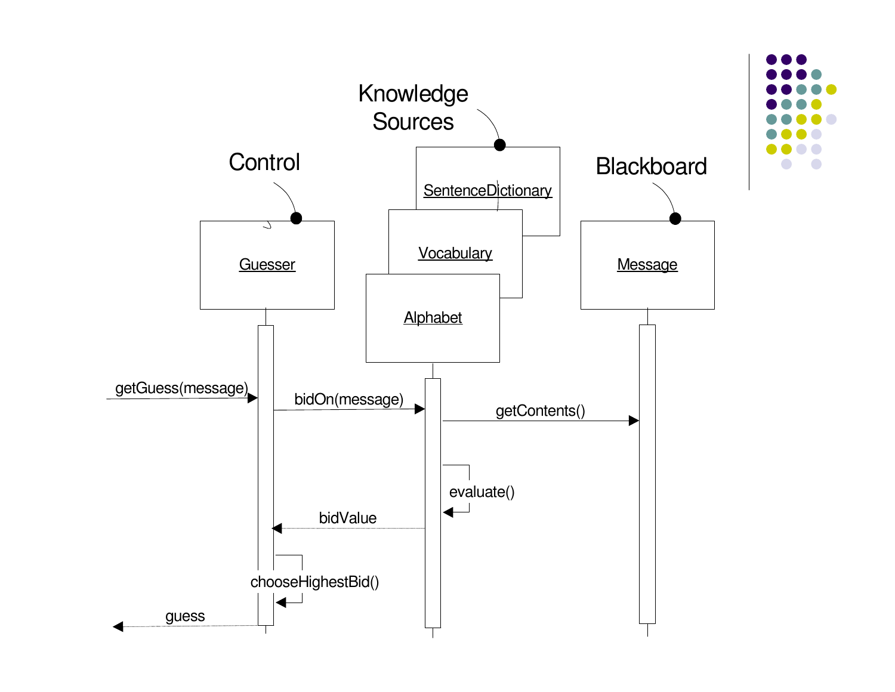Knowledge Sources

Control

Blackboard

Guesser

SentenceDictionary

Vocabulary

Alphabet

Message

getGuess(message)

bidOn(message)

getContents()

evaluate()

bidValue

chooseHighestBid()

guess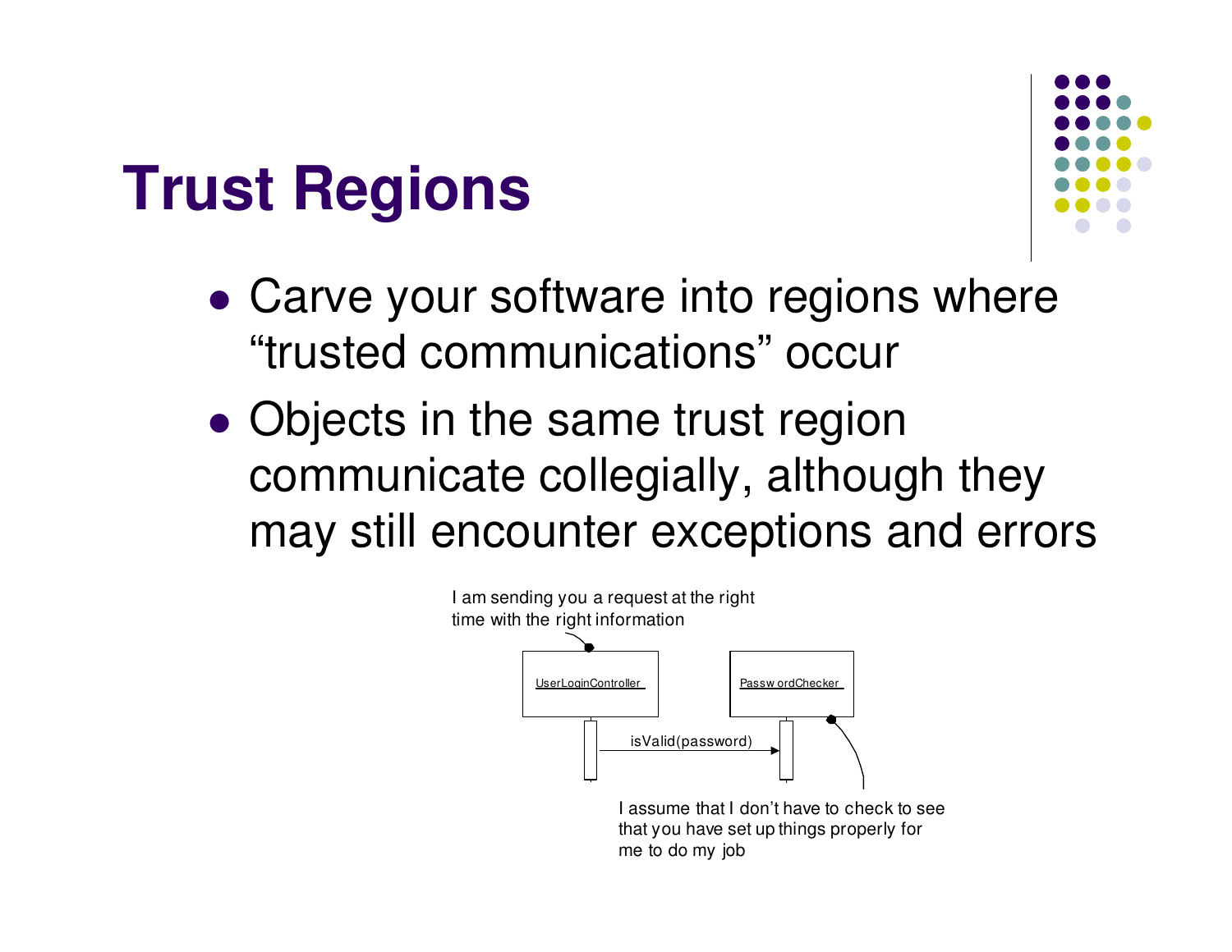# Trust Regions

- Carve your software into regions where "trusted communications" occur
- Objects in the same trust region communicate collegially, although they may still encounter exceptions and errors

I am sending you a request at the right time with the right information

UserLoginController

PasswordChecker

isValid(password)

I assume that I don't have to check to see that you have set up things properly for me to do my job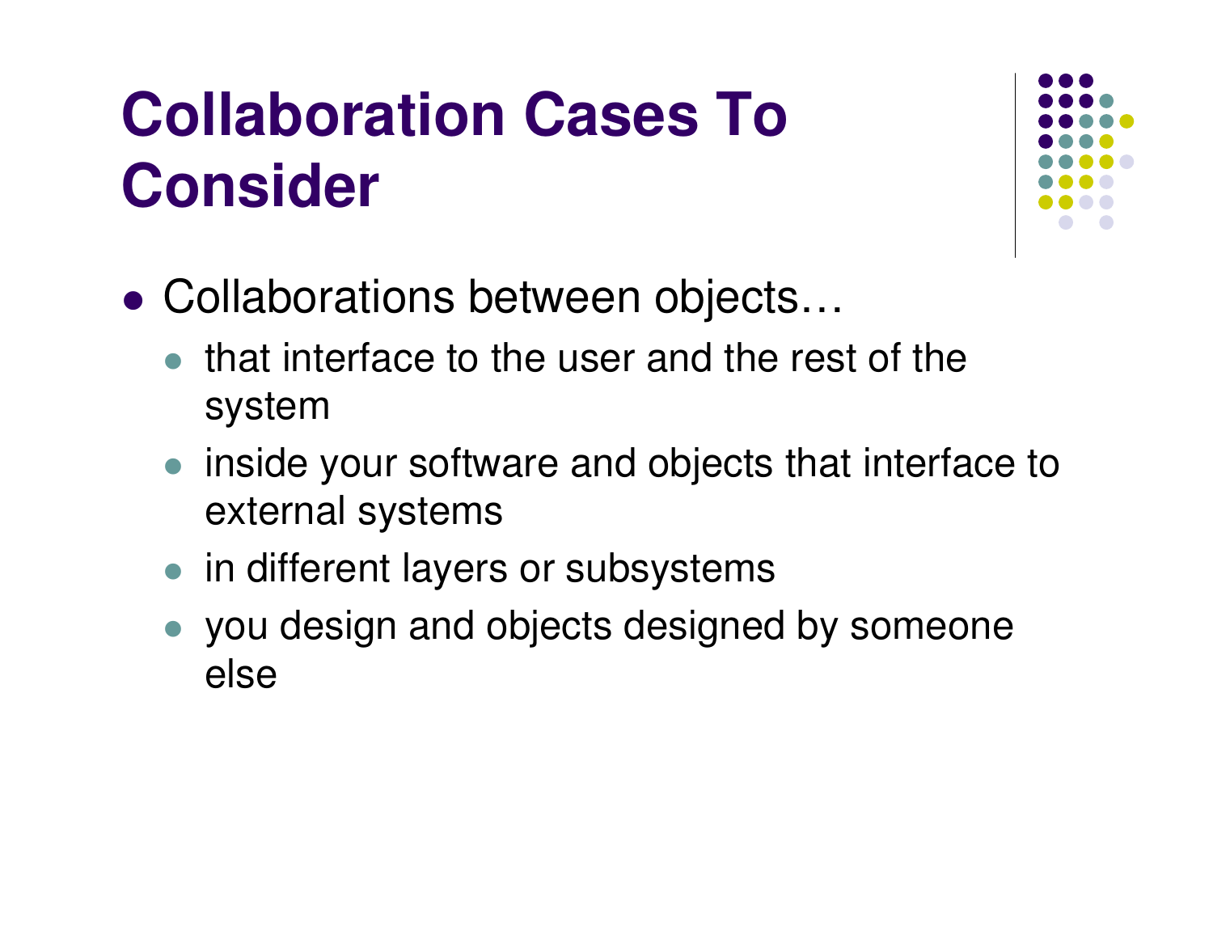# Collaboration Cases To Consider

- Collaborations between objects…
  - that interface to the user and the rest of the system
  - inside your software and objects that interface to external systems
  - in different layers or subsystems
  - you design and objects designed by someone else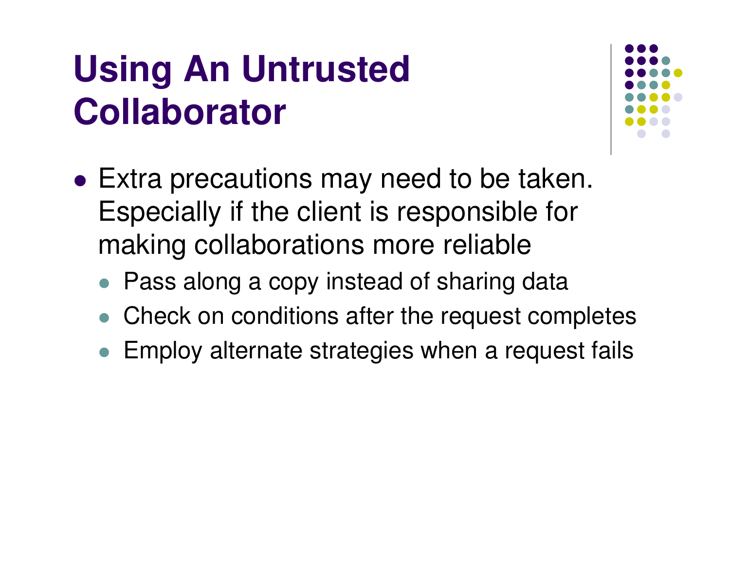# Using An Untrusted Collaborator

- Extra precautions may need to be taken. Especially if the client is responsible for making collaborations more reliable
  - Pass along a copy instead of sharing data
  - Check on conditions after the request completes
  - Employ alternate strategies when a request fails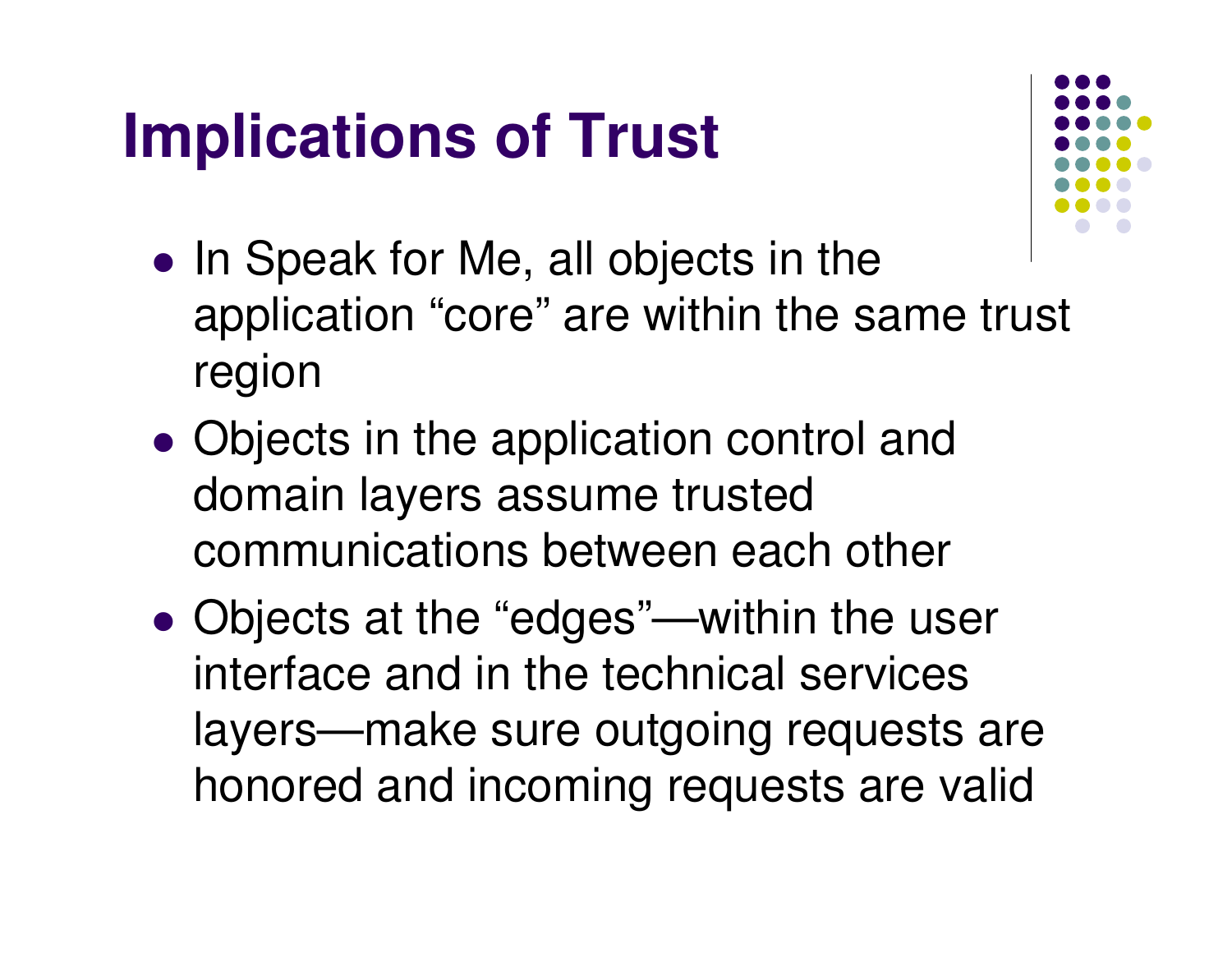# Implications of Trust

- In Speak for Me, all objects in the application "core" are within the same trust region
- Objects in the application control and domain layers assume trusted communications between each other
- Objects at the "edges"—within the user interface and in the technical services layers—make sure outgoing requests are honored and incoming requests are valid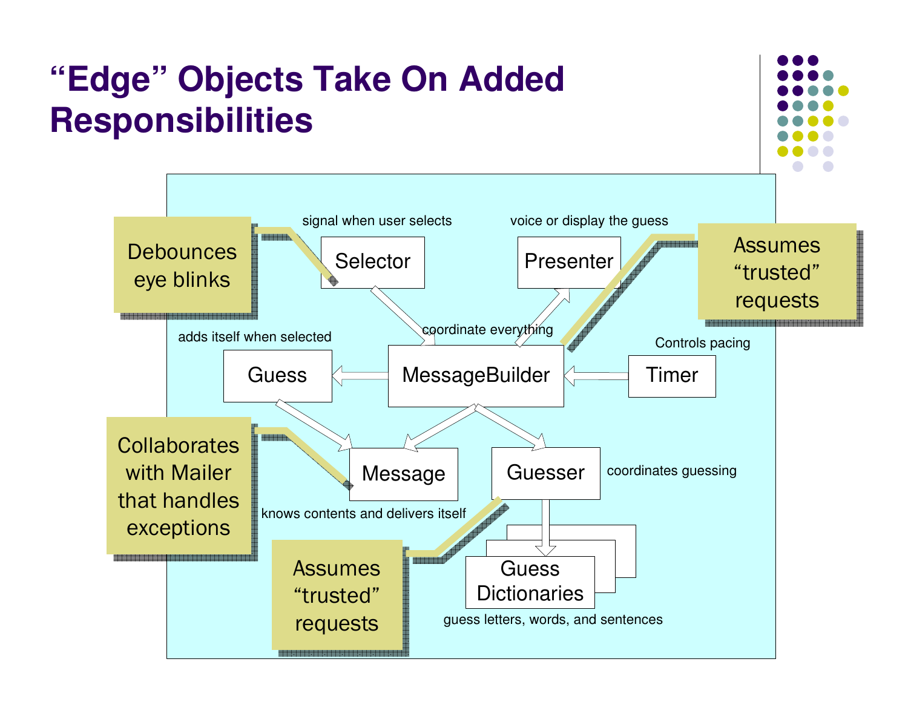# "Edge" Objects Take On Added Responsibilities

Debounces eye blinks

signal when user selects

Selector

voice or display the guess

Presenter

Assumes "trusted" requests

coordinate everything

adds itself when selected

Guess

MessageBuilder

Controls pacing

Timer

Collaborates with Mailer that handles exceptions

Message

Guesser

coordinates guessing

knows contents and delivers itself

Assumes "trusted" requests

Guess Dictionaries

guess letters, words, and sentences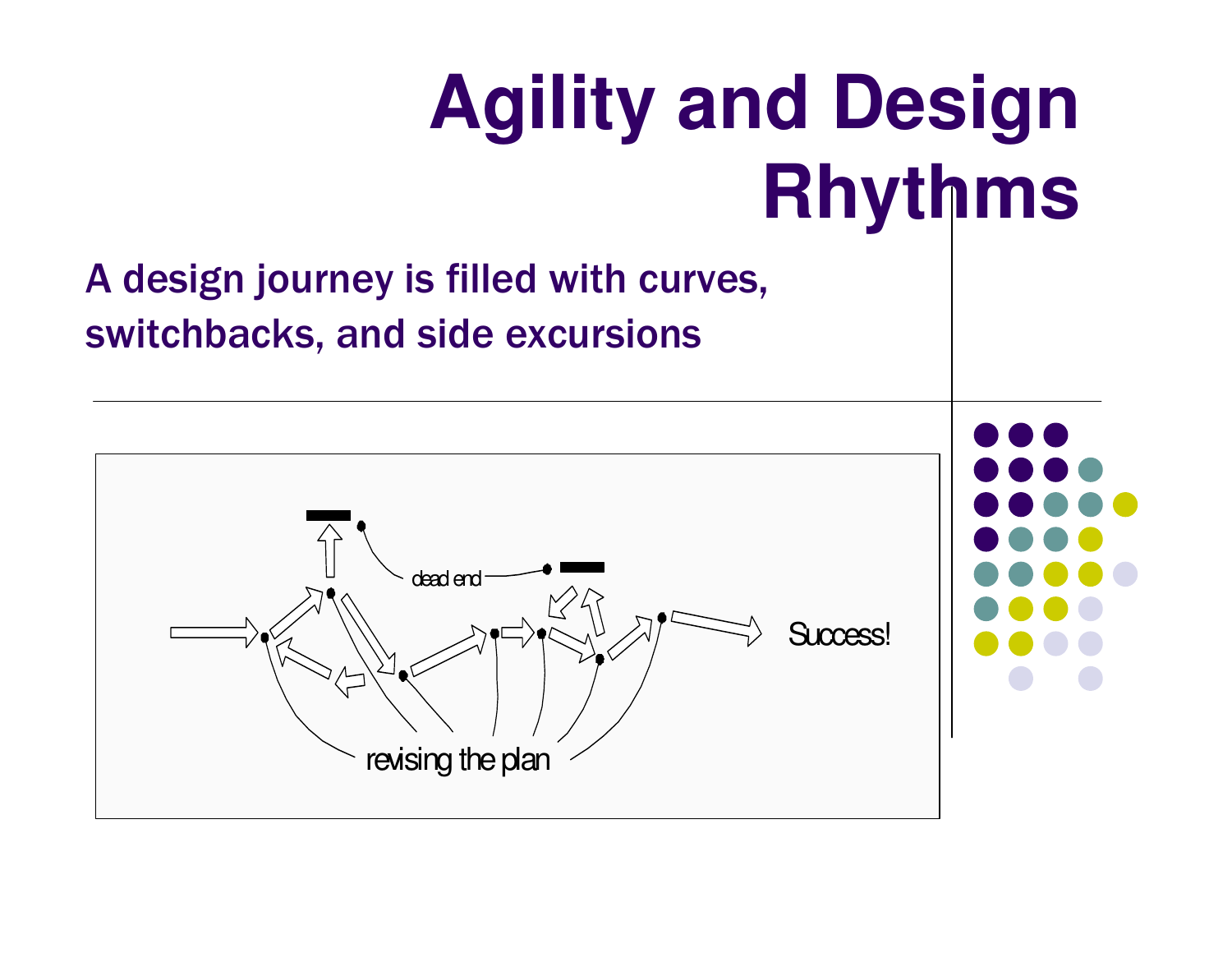# Agility and Design Rhythms

**A design journey is filled with curves, switchbacks, and side excursions**

dead end

Success!

revising the plan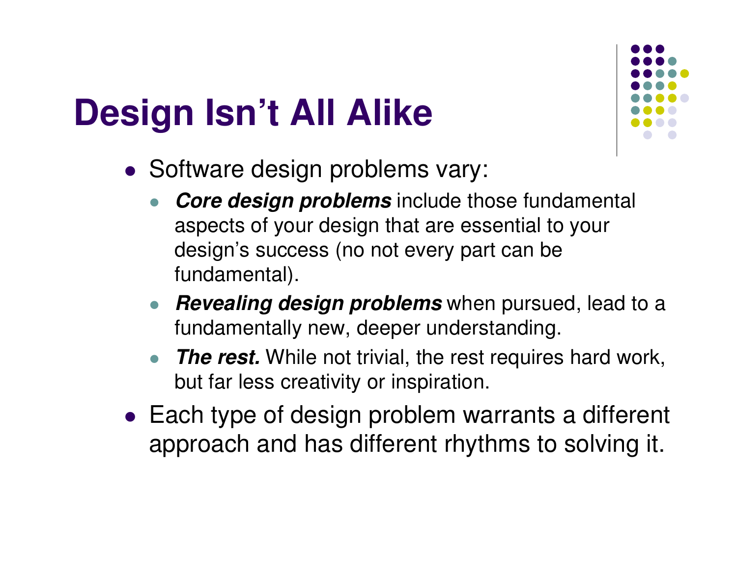# Design Isn't All Alike

- Software design problems vary:
  - ***Core design problems*** include those fundamental aspects of your design that are essential to your design's success (no not every part can be fundamental).
  - ***Revealing design problems*** when pursued, lead to a fundamentally new, deeper understanding.
  - ***The rest.*** While not trivial, the rest requires hard work, but far less creativity or inspiration.
- Each type of design problem warrants a different approach and has different rhythms to solving it.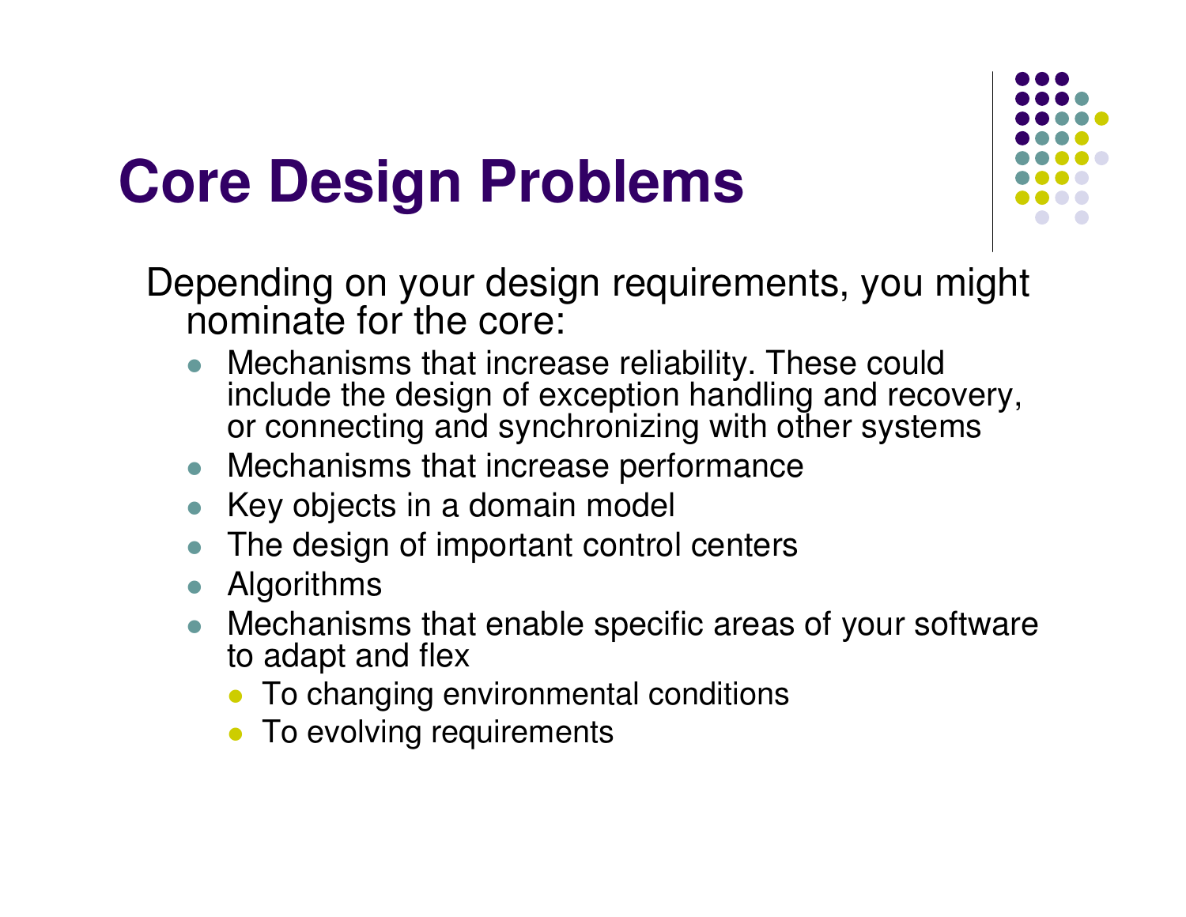# Core Design Problems

Depending on your design requirements, you might nominate for the core:

- Mechanisms that increase reliability. These could include the design of exception handling and recovery, or connecting and synchronizing with other systems
- Mechanisms that increase performance
- Key objects in a domain model
- The design of important control centers
- Algorithms
- Mechanisms that enable specific areas of your software to adapt and flex
  - To changing environmental conditions
  - To evolving requirements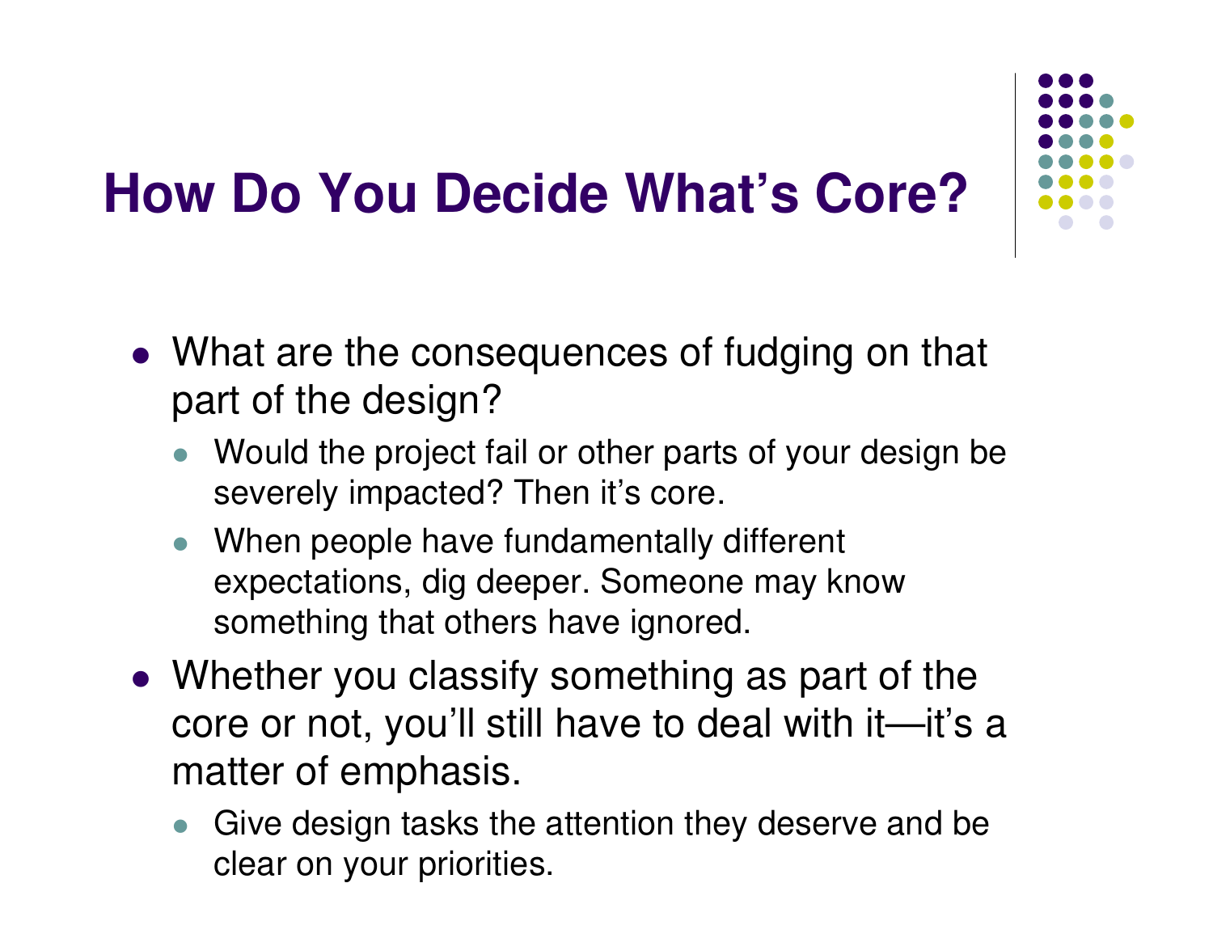# How Do You Decide What's Core?

- What are the consequences of fudging on that part of the design?
  - Would the project fail or other parts of your design be severely impacted? Then it's core.
  - When people have fundamentally different expectations, dig deeper. Someone may know something that others have ignored.
- Whether you classify something as part of the core or not, you'll still have to deal with it—it's a matter of emphasis.
  - Give design tasks the attention they deserve and be clear on your priorities.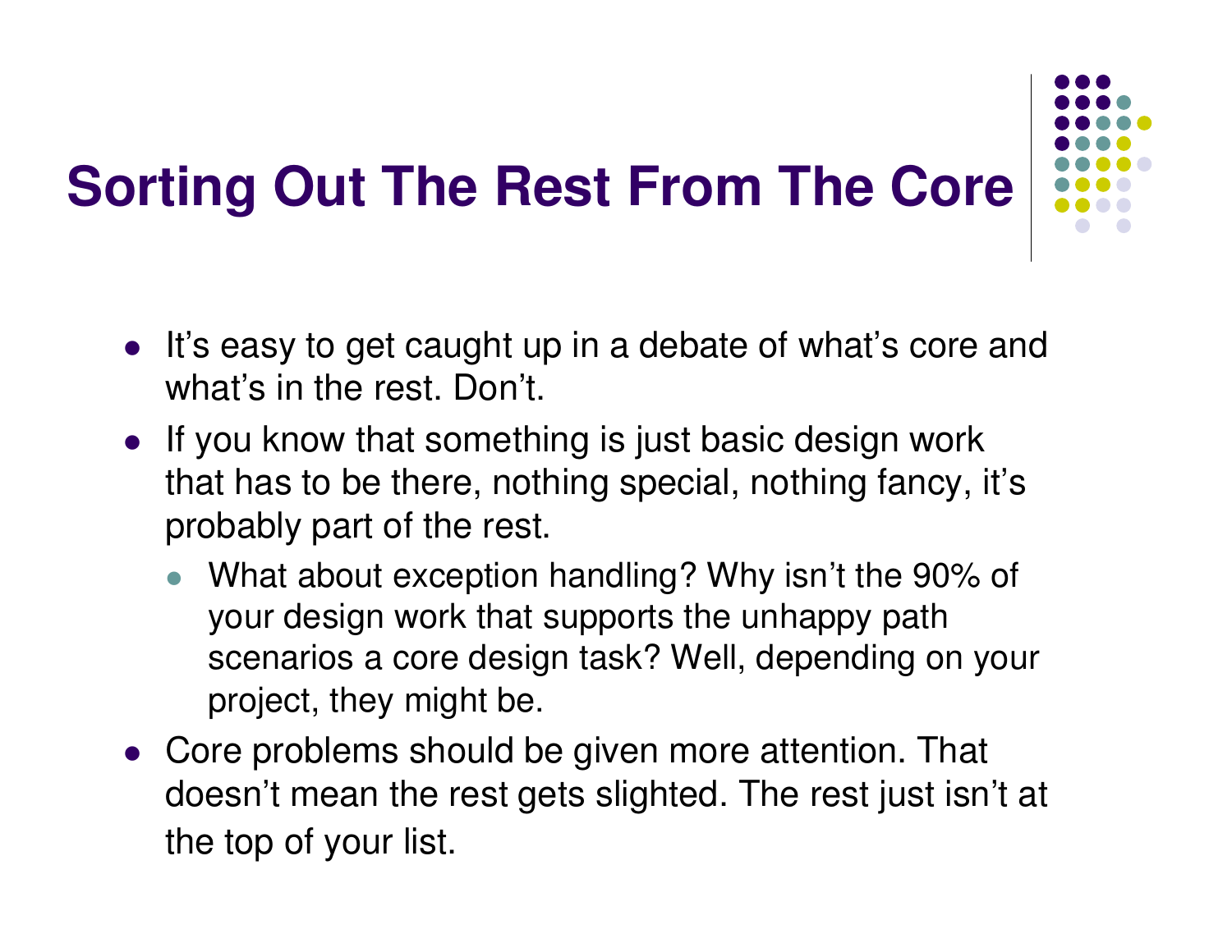# Sorting Out The Rest From The Core

- It's easy to get caught up in a debate of what's core and what's in the rest. Don't.
- If you know that something is just basic design work that has to be there, nothing special, nothing fancy, it's probably part of the rest.
  - What about exception handling? Why isn't the 90% of your design work that supports the unhappy path scenarios a core design task? Well, depending on your project, they might be.
- Core problems should be given more attention. That doesn't mean the rest gets slighted. The rest just isn't at the top of your list.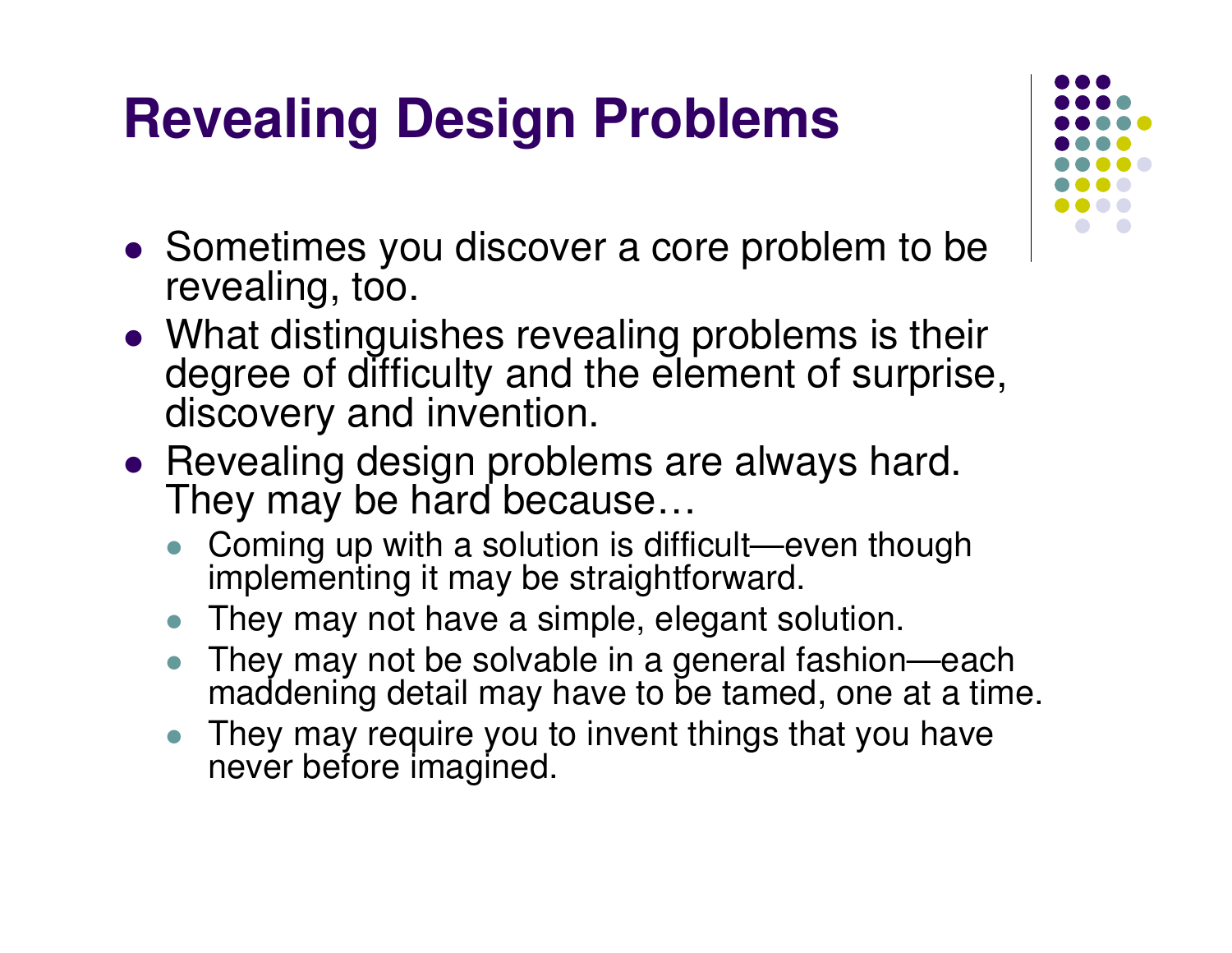# Revealing Design Problems

- Sometimes you discover a core problem to be revealing, too.
- What distinguishes revealing problems is their degree of difficulty and the element of surprise, discovery and invention.
- Revealing design problems are always hard. They may be hard because…
  - Coming up with a solution is difficult—even though implementing it may be straightforward.
  - They may not have a simple, elegant solution.
  - They may not be solvable in a general fashion—each maddening detail may have to be tamed, one at a time.
  - They may require you to invent things that you have never before imagined.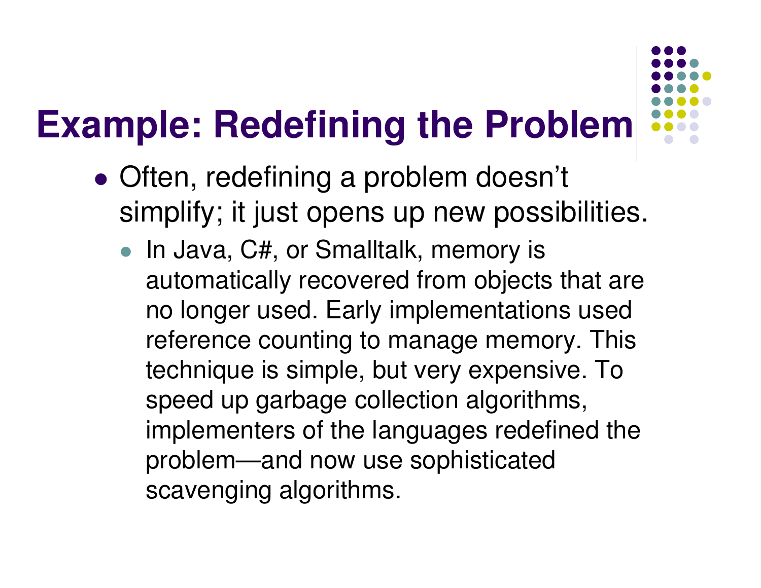# Example: Redefining the Problem

- Often, redefining a problem doesn't simplify; it just opens up new possibilities.
  - In Java, C#, or Smalltalk, memory is automatically recovered from objects that are no longer used. Early implementations used reference counting to manage memory. This technique is simple, but very expensive. To speed up garbage collection algorithms, implementers of the languages redefined the problem—and now use sophisticated scavenging algorithms.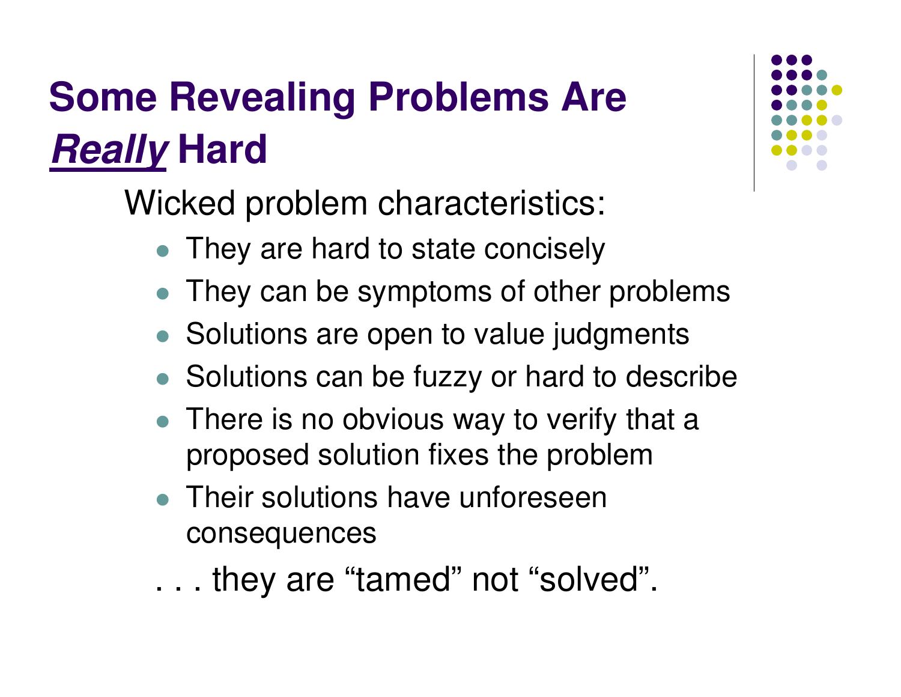# Some Revealing Problems Are ***Really*** Hard

Wicked problem characteristics:

- They are hard to state concisely
- They can be symptoms of other problems
- Solutions are open to value judgments
- Solutions can be fuzzy or hard to describe
- There is no obvious way to verify that a proposed solution fixes the problem
- Their solutions have unforeseen consequences

. . . they are "tamed" not "solved".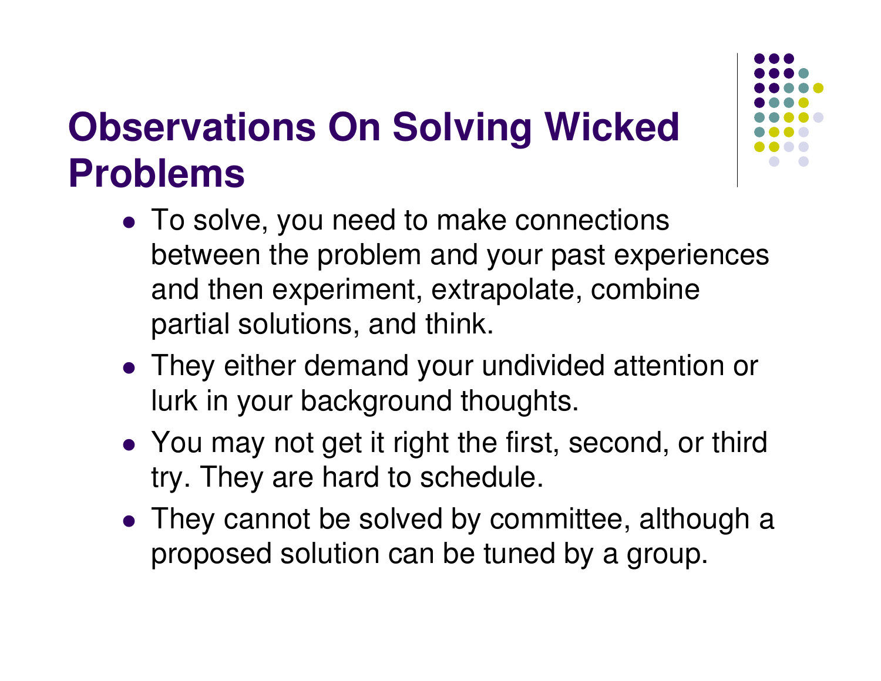# Observations On Solving Wicked Problems

- To solve, you need to make connections between the problem and your past experiences and then experiment, extrapolate, combine partial solutions, and think.
- They either demand your undivided attention or lurk in your background thoughts.
- You may not get it right the first, second, or third try. They are hard to schedule.
- They cannot be solved by committee, although a proposed solution can be tuned by a group.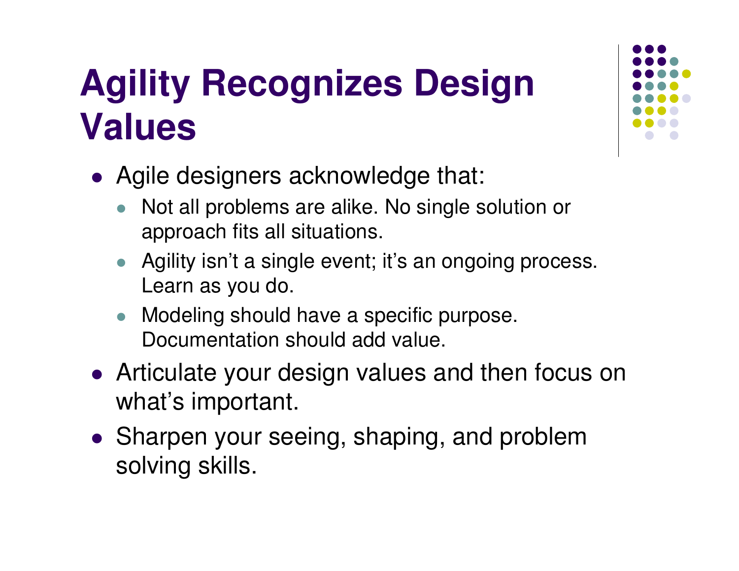# Agility Recognizes Design Values

- Agile designers acknowledge that:
  - Not all problems are alike. No single solution or approach fits all situations.
  - Agility isn't a single event; it's an ongoing process. Learn as you do.
  - Modeling should have a specific purpose. Documentation should add value.
- Articulate your design values and then focus on what's important.
- Sharpen your seeing, shaping, and problem solving skills.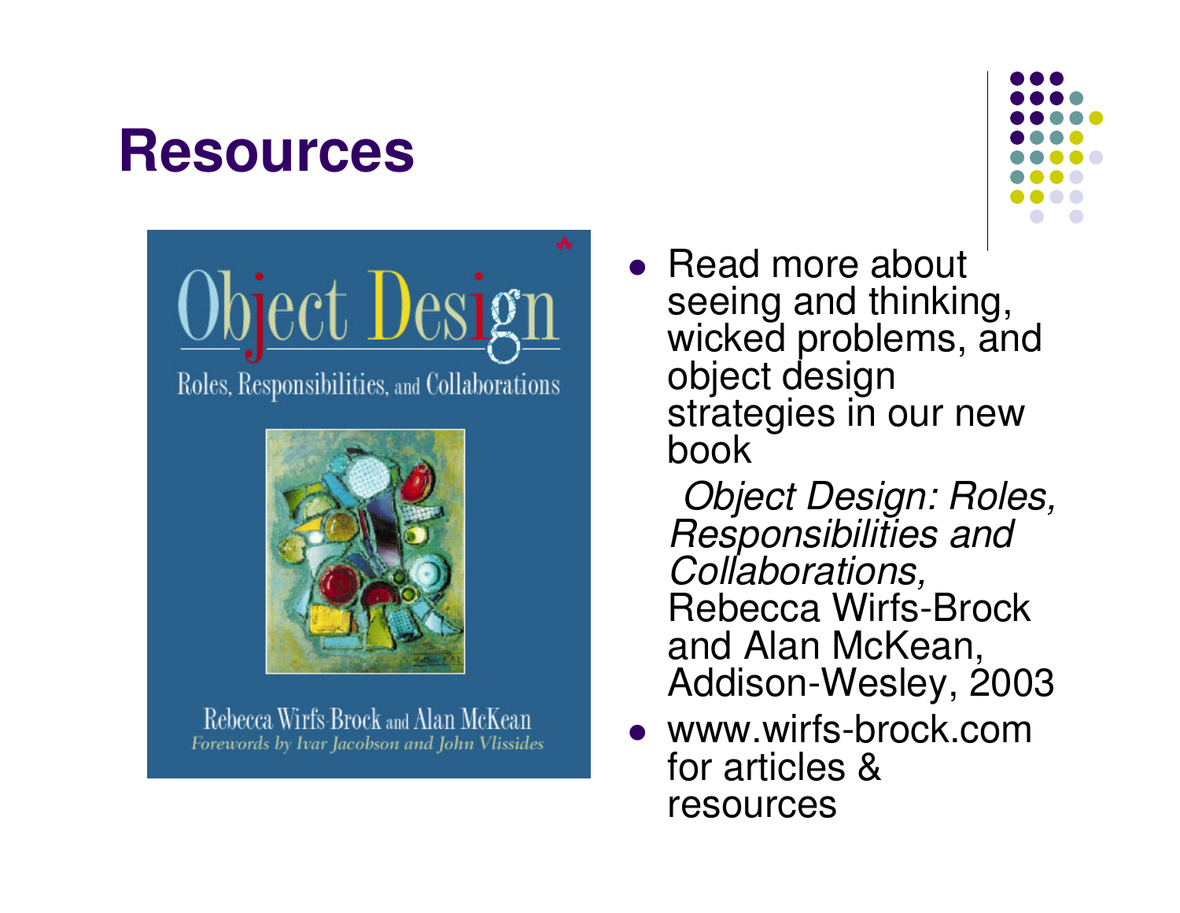# Resources

- Read more about seeing and thinking, wicked problems, and object design strategies in our new book

  *Object Design: Roles, Responsibilities and Collaborations,* Rebecca Wirfs-Brock and Alan McKean, Addison-Wesley, 2003

- www.wirfs-brock.com for articles & resources